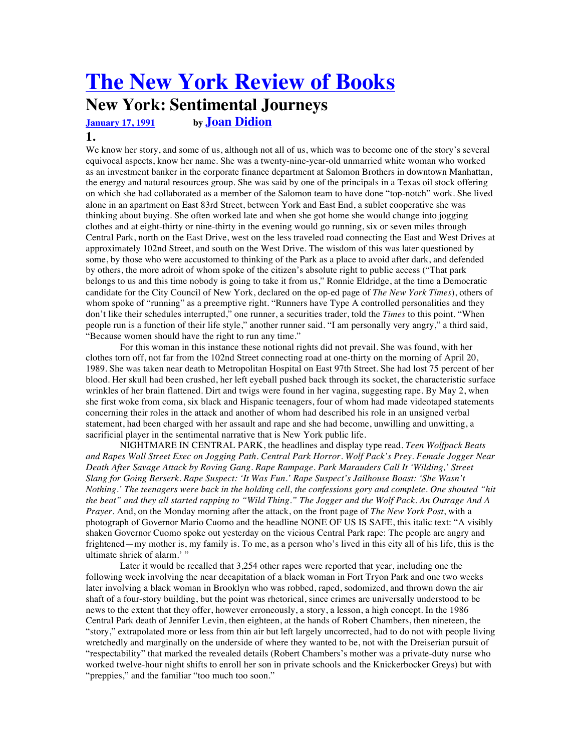# The New York Review of Books

## New York: Sentimental Journeys

January 17, 1991 by Joan Didion

### 1.

We know her story, and some of us, although not all of us, which was to become one of the story's several equivocal aspects, know her name. She was a twenty-nine-year-old unmarried white woman who worked as an investment banker in the corporate finance department at Salomon Brothers in downtown Manhattan, the energy and natural resources group. She was said by one of the principals in a Texas oil stock offering on which she had collaborated as a member of the Salomon team to have done "top-notch" work. She lived alone in an apartment on East 83rd Street, between York and East End, a sublet cooperative she was thinking about buying. She often worked late and when she got home she would change into jogging clothes and at eight-thirty or nine-thirty in the evening would go running, six or seven miles through Central Park, north on the East Drive, west on the less traveled road connecting the East and West Drives at approximately 102nd Street, and south on the West Drive. The wisdom of this was later questioned by some, by those who were accustomed to thinking of the Park as a place to avoid after dark, and defended by others, the more adroit of whom spoke of the citizen's absolute right to public access ("That park belongs to us and this time nobody is going to take it from us," Ronnie Eldridge, at the time a Democratic candidate for the City Council of New York, declared on the op-ed page of *The New York Times*), others of whom spoke of "running" as a preemptive right. "Runners have Type A controlled personalities and they don't like their schedules interrupted," one runner, a securities trader, told the *Times* to this point. "When people run is a function of their life style," another runner said. "I am personally very angry," a third said, "Because women should have the right to run any time."

For this woman in this instance these notional rights did not prevail. She was found, with her clothes torn off, not far from the 102nd Street connecting road at one-thirty on the morning of April 20, 1989. She was taken near death to Metropolitan Hospital on East 97th Street. She had lost 75 percent of her blood. Her skull had been crushed, her left eyeball pushed back through its socket, the characteristic surface wrinkles of her brain flattened. Dirt and twigs were found in her vagina, suggesting rape. By May 2, when she first woke from coma, six black and Hispanic teenagers, four of whom had made videotaped statements concerning their roles in the attack and another of whom had described his role in an unsigned verbal statement, had been charged with her assault and rape and she had become, unwilling and unwitting, a sacrificial player in the sentimental narrative that is New York public life.

NIGHTMARE IN CENTRAL PARK, the headlines and display type read. *Teen Wolfpack Beats and Rapes Wall Street Exec on Jogging Path. Central Park Horror. Wolf Pack's Prey. Female Jogger Near Death After Savage Attack by Roving Gang. Rape Rampage. Park Marauders Call It 'Wilding,' Street Slang for Going Berserk. Rape Suspect: 'It Was Fun.' Rape Suspect's Jailhouse Boast: 'She Wasn't Nothing.' The teenagers were back in the holding cell, the confessions gory and complete. One shouted "hit the beat" and they all started rapping to "Wild Thing." The Jogger and the Wolf Pack. An Outrage And A Prayer.* And, on the Monday morning after the attack, on the front page of *The New York Post*, with a photograph of Governor Mario Cuomo and the headline NONE OF US IS SAFE, this italic text: "A visibly shaken Governor Cuomo spoke out yesterday on the vicious Central Park rape: The people are angry and frightened—my mother is, my family is. To me, as a person who's lived in this city all of his life, this is the ultimate shriek of alarm.' "

Later it would be recalled that 3,254 other rapes were reported that year, including one the following week involving the near decapitation of a black woman in Fort Tryon Park and one two weeks later involving a black woman in Brooklyn who was robbed, raped, sodomized, and thrown down the air shaft of a four-story building, but the point was rhetorical, since crimes are universally understood to be news to the extent that they offer, however erroneously, a story, a lesson, a high concept. In the 1986 Central Park death of Jennifer Levin, then eighteen, at the hands of Robert Chambers, then nineteen, the "story," extrapolated more or less from thin air but left largely uncorrected, had to do not with people living wretchedly and marginally on the underside of where they wanted to be, not with the Dreiserian pursuit of "respectability" that marked the revealed details (Robert Chambers's mother was a private-duty nurse who worked twelve-hour night shifts to enroll her son in private schools and the Knickerbocker Greys) but with "preppies," and the familiar "too much too soon."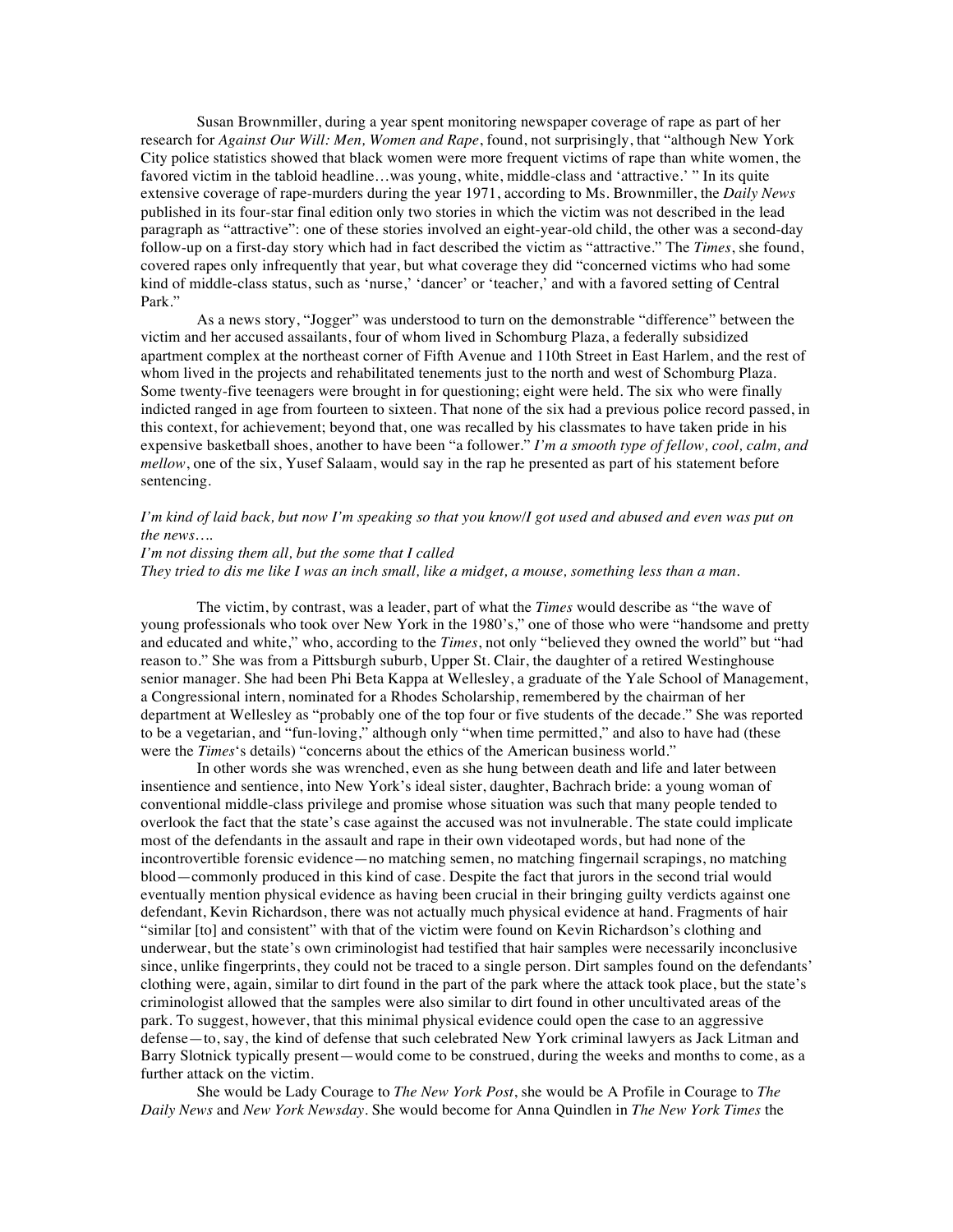Susan Brownmiller, during a year spent monitoring newspaper coverage of rape as part of her research for *Against Our Will: Men, Women and Rape*, found, not surprisingly, that "although New York City police statistics showed that black women were more frequent victims of rape than white women, the favored victim in the tabloid headline…was young, white, middle-class and 'attractive.' " In its quite extensive coverage of rape-murders during the year 1971, according to Ms. Brownmiller, the *Daily News* published in its four-star final edition only two stories in which the victim was not described in the lead paragraph as "attractive": one of these stories involved an eight-year-old child, the other was a second-day follow-up on a first-day story which had in fact described the victim as "attractive." The *Times*, she found, covered rapes only infrequently that year, but what coverage they did "concerned victims who had some kind of middle-class status, such as 'nurse,' 'dancer' or 'teacher,' and with a favored setting of Central Park."

As a news story, "Jogger" was understood to turn on the demonstrable "difference" between the victim and her accused assailants, four of whom lived in Schomburg Plaza, a federally subsidized apartment complex at the northeast corner of Fifth Avenue and 110th Street in East Harlem, and the rest of whom lived in the projects and rehabilitated tenements just to the north and west of Schomburg Plaza. Some twenty-five teenagers were brought in for questioning; eight were held. The six who were finally indicted ranged in age from fourteen to sixteen. That none of the six had a previous police record passed, in this context, for achievement; beyond that, one was recalled by his classmates to have taken pride in his expensive basketball shoes, another to have been "a follower." *I'm a smooth type of fellow, cool, calm, and mellow*, one of the six, Yusef Salaam, would say in the rap he presented as part of his statement before sentencing.

*I'm kind of laid back, but now I'm speaking so that you know/I got used and abused and even was put on the news….*

*I'm not dissing them all, but the some that I called*
*They tried to dis me like I was an inch small, like a midget, a mouse, something less than a man.*

The victim, by contrast, was a leader, part of what the *Times* would describe as "the wave of young professionals who took over New York in the 1980's," one of those who were "handsome and pretty and educated and white," who, according to the *Times*, not only "believed they owned the world" but "had reason to." She was from a Pittsburgh suburb, Upper St. Clair, the daughter of a retired Westinghouse senior manager. She had been Phi Beta Kappa at Wellesley, a graduate of the Yale School of Management, a Congressional intern, nominated for a Rhodes Scholarship, remembered by the chairman of her department at Wellesley as "probably one of the top four or five students of the decade." She was reported to be a vegetarian, and "fun-loving," although only "when time permitted," and also to have had (these were the *Times*'s details) "concerns about the ethics of the American business world."

In other words she was wrenched, even as she hung between death and life and later between insentience and sentience, into New York's ideal sister, daughter, Bachrach bride: a young woman of conventional middle-class privilege and promise whose situation was such that many people tended to overlook the fact that the state's case against the accused was not invulnerable. The state could implicate most of the defendants in the assault and rape in their own videotaped words, but had none of the incontrovertible forensic evidence—no matching semen, no matching fingernail scrapings, no matching blood—commonly produced in this kind of case. Despite the fact that jurors in the second trial would eventually mention physical evidence as having been crucial in their bringing guilty verdicts against one defendant, Kevin Richardson, there was not actually much physical evidence at hand. Fragments of hair "similar [to] and consistent" with that of the victim were found on Kevin Richardson's clothing and underwear, but the state's own criminologist had testified that hair samples were necessarily inconclusive since, unlike fingerprints, they could not be traced to a single person. Dirt samples found on the defendants' clothing were, again, similar to dirt found in the part of the park where the attack took place, but the state's criminologist allowed that the samples were also similar to dirt found in other uncultivated areas of the park. To suggest, however, that this minimal physical evidence could open the case to an aggressive defense—to, say, the kind of defense that such celebrated New York criminal lawyers as Jack Litman and Barry Slotnick typically present—would come to be construed, during the weeks and months to come, as a further attack on the victim.

She would be Lady Courage to *The New York Post*, she would be A Profile in Courage to *The Daily News* and *New York Newsday*. She would become for Anna Quindlen in *The New York Times* the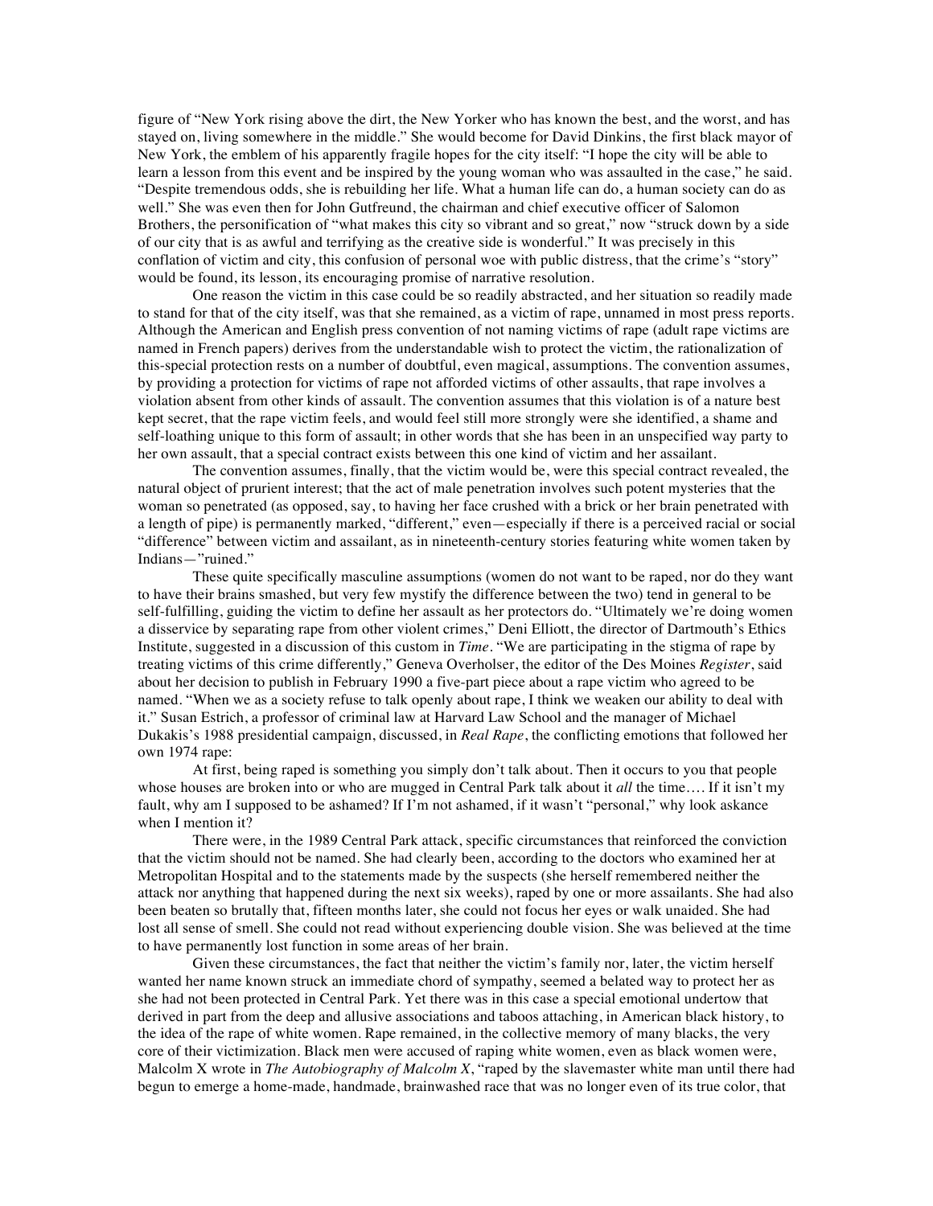figure of "New York rising above the dirt, the New Yorker who has known the best, and the worst, and has stayed on, living somewhere in the middle." She would become for David Dinkins, the first black mayor of New York, the emblem of his apparently fragile hopes for the city itself: "I hope the city will be able to learn a lesson from this event and be inspired by the young woman who was assaulted in the case," he said. "Despite tremendous odds, she is rebuilding her life. What a human life can do, a human society can do as well." She was even then for John Gutfreund, the chairman and chief executive officer of Salomon Brothers, the personification of "what makes this city so vibrant and so great," now "struck down by a side of our city that is as awful and terrifying as the creative side is wonderful." It was precisely in this conflation of victim and city, this confusion of personal woe with public distress, that the crime's "story" would be found, its lesson, its encouraging promise of narrative resolution.

One reason the victim in this case could be so readily abstracted, and her situation so readily made to stand for that of the city itself, was that she remained, as a victim of rape, unnamed in most press reports. Although the American and English press convention of not naming victims of rape (adult rape victims are named in French papers) derives from the understandable wish to protect the victim, the rationalization of this-special protection rests on a number of doubtful, even magical, assumptions. The convention assumes, by providing a protection for victims of rape not afforded victims of other assaults, that rape involves a violation absent from other kinds of assault. The convention assumes that this violation is of a nature best kept secret, that the rape victim feels, and would feel still more strongly were she identified, a shame and self-loathing unique to this form of assault; in other words that she has been in an unspecified way party to her own assault, that a special contract exists between this one kind of victim and her assailant.

The convention assumes, finally, that the victim would be, were this special contract revealed, the natural object of prurient interest; that the act of male penetration involves such potent mysteries that the woman so penetrated (as opposed, say, to having her face crushed with a brick or her brain penetrated with a length of pipe) is permanently marked, "different," even—especially if there is a perceived racial or social "difference" between victim and assailant, as in nineteenth-century stories featuring white women taken by Indians—"ruined."

These quite specifically masculine assumptions (women do not want to be raped, nor do they want to have their brains smashed, but very few mystify the difference between the two) tend in general to be self-fulfilling, guiding the victim to define her assault as her protectors do. "Ultimately we're doing women a disservice by separating rape from other violent crimes," Deni Elliott, the director of Dartmouth's Ethics Institute, suggested in a discussion of this custom in *Time*. "We are participating in the stigma of rape by treating victims of this crime differently," Geneva Overholser, the editor of the Des Moines *Register*, said about her decision to publish in February 1990 a five-part piece about a rape victim who agreed to be named. "When we as a society refuse to talk openly about rape, I think we weaken our ability to deal with it." Susan Estrich, a professor of criminal law at Harvard Law School and the manager of Michael Dukakis's 1988 presidential campaign, discussed, in *Real Rape*, the conflicting emotions that followed her own 1974 rape:

> At first, being raped is something you simply don't talk about. Then it occurs to you that people whose houses are broken into or who are mugged in Central Park talk about it *all* the time.… If it isn't my fault, why am I supposed to be ashamed? If I'm not ashamed, if it wasn't "personal," why look askance when I mention it?

There were, in the 1989 Central Park attack, specific circumstances that reinforced the conviction that the victim should not be named. She had clearly been, according to the doctors who examined her at Metropolitan Hospital and to the statements made by the suspects (she herself remembered neither the attack nor anything that happened during the next six weeks), raped by one or more assailants. She had also been beaten so brutally that, fifteen months later, she could not focus her eyes or walk unaided. She had lost all sense of smell. She could not read without experiencing double vision. She was believed at the time to have permanently lost function in some areas of her brain.

Given these circumstances, the fact that neither the victim's family nor, later, the victim herself wanted her name known struck an immediate chord of sympathy, seemed a belated way to protect her as she had not been protected in Central Park. Yet there was in this case a special emotional undertow that derived in part from the deep and allusive associations and taboos attaching, in American black history, to the idea of the rape of white women. Rape remained, in the collective memory of many blacks, the very core of their victimization. Black men were accused of raping white women, even as black women were, Malcolm X wrote in *The Autobiography of Malcolm X*, "raped by the slavemaster white man until there had begun to emerge a home-made, handmade, brainwashed race that was no longer even of its true color, that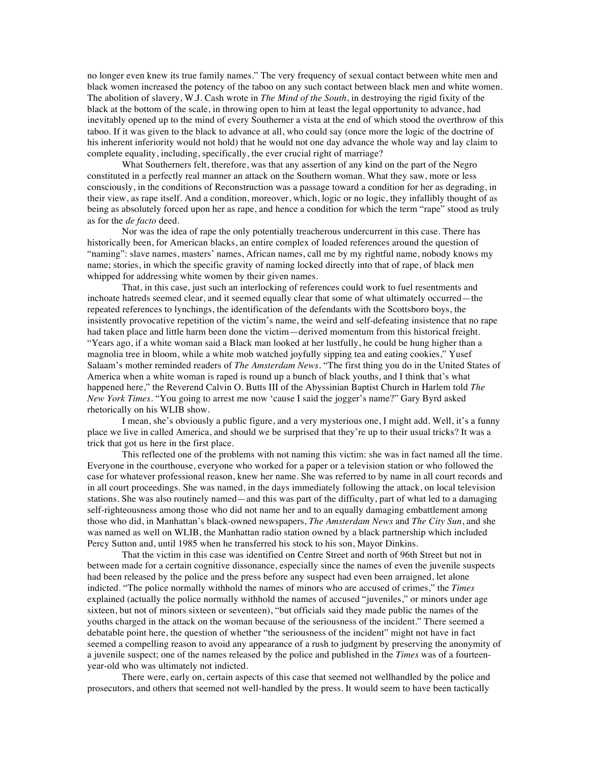no longer even knew its true family names." The very frequency of sexual contact between white men and black women increased the potency of the taboo on any such contact between black men and white women. The abolition of slavery, W.J. Cash wrote in *The Mind of the South*, in destroying the rigid fixity of the black at the bottom of the scale, in throwing open to him at least the legal opportunity to advance, had inevitably opened up to the mind of every Southerner a vista at the end of which stood the overthrow of this taboo. If it was given to the black to advance at all, who could say (once more the logic of the doctrine of his inherent inferiority would not hold) that he would not one day advance the whole way and lay claim to complete equality, including, specifically, the ever crucial right of marriage?

What Southerners felt, therefore, was that any assertion of any kind on the part of the Negro constituted in a perfectly real manner an attack on the Southern woman. What they saw, more or less consciously, in the conditions of Reconstruction was a passage toward a condition for her as degrading, in their view, as rape itself. And a condition, moreover, which, logic or no logic, they infallibly thought of as being as absolutely forced upon her as rape, and hence a condition for which the term "rape" stood as truly as for the *de facto* deed.

Nor was the idea of rape the only potentially treacherous undercurrent in this case. There has historically been, for American blacks, an entire complex of loaded references around the question of "naming": slave names, masters' names, African names, call me by my rightful name, nobody knows my name; stories, in which the specific gravity of naming locked directly into that of rape, of black men whipped for addressing white women by their given names.

That, in this case, just such an interlocking of references could work to fuel resentments and inchoate hatreds seemed clear, and it seemed equally clear that some of what ultimately occurred—the repeated references to lynchings, the identification of the defendants with the Scottsboro boys, the insistently provocative repetition of the victim's name, the weird and self-defeating insistence that no rape had taken place and little harm been done the victim—derived momentum from this historical freight. "Years ago, if a white woman said a Black man looked at her lustfully, he could be hung higher than a magnolia tree in bloom, while a white mob watched joyfully sipping tea and eating cookies," Yusef Salaam's mother reminded readers of *The Amsterdam News*. "The first thing you do in the United States of America when a white woman is raped is round up a bunch of black youths, and I think that's what happened here," the Reverend Calvin O. Butts III of the Abyssinian Baptist Church in Harlem told *The New York Times*. "You going to arrest me now 'cause I said the jogger's name?" Gary Byrd asked rhetorically on his WLIB show.

I mean, she's obviously a public figure, and a very mysterious one, I might add. Well, it's a funny place we live in called America, and should we be surprised that they're up to their usual tricks? It was a trick that got us here in the first place.

This reflected one of the problems with not naming this victim: she was in fact named all the time. Everyone in the courthouse, everyone who worked for a paper or a television station or who followed the case for whatever professional reason, knew her name. She was referred to by name in all court records and in all court proceedings. She was named, in the days immediately following the attack, on local television stations. She was also routinely named—and this was part of the difficulty, part of what led to a damaging self-righteousness among those who did not name her and to an equally damaging embattlement among those who did, in Manhattan's black-owned newspapers, *The Amsterdam News* and *The City Sun*, and she was named as well on WLIB, the Manhattan radio station owned by a black partnership which included Percy Sutton and, until 1985 when he transferred his stock to his son, Mayor Dinkins.

That the victim in this case was identified on Centre Street and north of 96th Street but not in between made for a certain cognitive dissonance, especially since the names of even the juvenile suspects had been released by the police and the press before any suspect had even been arraigned, let alone indicted. "The police normally withhold the names of minors who are accused of crimes," the *Times* explained (actually the police normally withhold the names of accused "juveniles," or minors under age sixteen, but not of minors sixteen or seventeen), "but officials said they made public the names of the youths charged in the attack on the woman because of the seriousness of the incident." There seemed a debatable point here, the question of whether "the seriousness of the incident" might not have in fact seemed a compelling reason to avoid any appearance of a rush to judgment by preserving the anonymity of a juvenile suspect; one of the names released by the police and published in the *Times* was of a fourteen-year-old who was ultimately not indicted.

There were, early on, certain aspects of this case that seemed not wellhandled by the police and prosecutors, and others that seemed not well-handled by the press. It would seem to have been tactically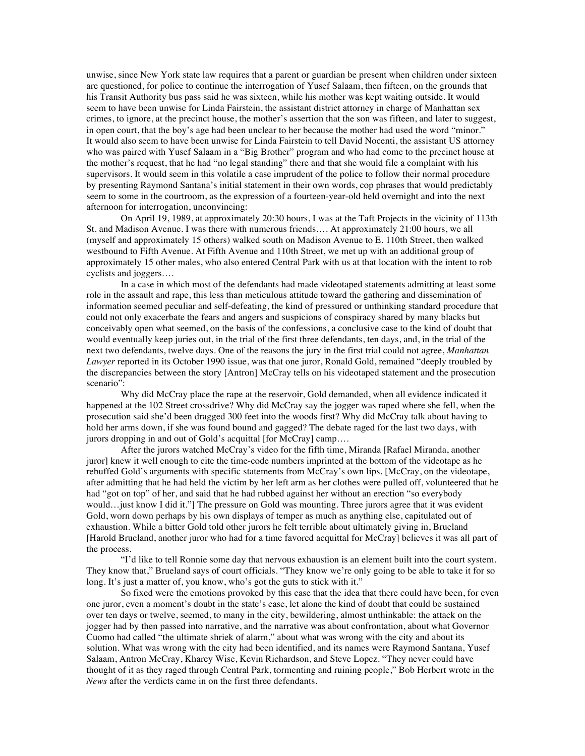unwise, since New York state law requires that a parent or guardian be present when children under sixteen are questioned, for police to continue the interrogation of Yusef Salaam, then fifteen, on the grounds that his Transit Authority bus pass said he was sixteen, while his mother was kept waiting outside. It would seem to have been unwise for Linda Fairstein, the assistant district attorney in charge of Manhattan sex crimes, to ignore, at the precinct house, the mother's assertion that the son was fifteen, and later to suggest, in open court, that the boy's age had been unclear to her because the mother had used the word "minor." It would also seem to have been unwise for Linda Fairstein to tell David Nocenti, the assistant US attorney who was paired with Yusef Salaam in a "Big Brother" program and who had come to the precinct house at the mother's request, that he had "no legal standing" there and that she would file a complaint with his supervisors. It would seem in this volatile a case imprudent of the police to follow their normal procedure by presenting Raymond Santana's initial statement in their own words, cop phrases that would predictably seem to some in the courtroom, as the expression of a fourteen-year-old held overnight and into the next afternoon for interrogation, unconvincing:

On April 19, 1989, at approximately 20:30 hours, I was at the Taft Projects in the vicinity of 113th St. and Madison Avenue. I was there with numerous friends…. At approximately 21:00 hours, we all (myself and approximately 15 others) walked south on Madison Avenue to E. 110th Street, then walked westbound to Fifth Avenue. At Fifth Avenue and 110th Street, we met up with an additional group of approximately 15 other males, who also entered Central Park with us at that location with the intent to rob cyclists and joggers….

In a case in which most of the defendants had made videotaped statements admitting at least some role in the assault and rape, this less than meticulous attitude toward the gathering and dissemination of information seemed peculiar and self-defeating, the kind of pressured or unthinking standard procedure that could not only exacerbate the fears and angers and suspicions of conspiracy shared by many blacks but conceivably open what seemed, on the basis of the confessions, a conclusive case to the kind of doubt that would eventually keep juries out, in the trial of the first three defendants, ten days, and, in the trial of the next two defendants, twelve days. One of the reasons the jury in the first trial could not agree, *Manhattan Lawyer* reported in its October 1990 issue, was that one juror, Ronald Gold, remained "deeply troubled by the discrepancies between the story [Antron] McCray tells on his videotaped statement and the prosecution scenario":

Why did McCray place the rape at the reservoir, Gold demanded, when all evidence indicated it happened at the 102 Street crossdrive? Why did McCray say the jogger was raped where she fell, when the prosecution said she'd been dragged 300 feet into the woods first? Why did McCray talk about having to hold her arms down, if she was found bound and gagged? The debate raged for the last two days, with jurors dropping in and out of Gold's acquittal [for McCray] camp….

After the jurors watched McCray's video for the fifth time, Miranda [Rafael Miranda, another juror] knew it well enough to cite the time-code numbers imprinted at the bottom of the videotape as he rebuffed Gold's arguments with specific statements from McCray's own lips. [McCray, on the videotape, after admitting that he had held the victim by her left arm as her clothes were pulled off, volunteered that he had "got on top" of her, and said that he had rubbed against her without an erection "so everybody would…just know I did it."] The pressure on Gold was mounting. Three jurors agree that it was evident Gold, worn down perhaps by his own displays of temper as much as anything else, capitulated out of exhaustion. While a bitter Gold told other jurors he felt terrible about ultimately giving in, Brueland [Harold Brueland, another juror who had for a time favored acquittal for McCray] believes it was all part of the process.

"I'd like to tell Ronnie some day that nervous exhaustion is an element built into the court system. They know that," Brueland says of court officials. "They know we're only going to be able to take it for so long. It's just a matter of, you know, who's got the guts to stick with it."

So fixed were the emotions provoked by this case that the idea that there could have been, for even one juror, even a moment's doubt in the state's case, let alone the kind of doubt that could be sustained over ten days or twelve, seemed, to many in the city, bewildering, almost unthinkable: the attack on the jogger had by then passed into narrative, and the narrative was about confrontation, about what Governor Cuomo had called "the ultimate shriek of alarm," about what was wrong with the city and about its solution. What was wrong with the city had been identified, and its names were Raymond Santana, Yusef Salaam, Antron McCray, Kharey Wise, Kevin Richardson, and Steve Lopez. "They never could have thought of it as they raged through Central Park, tormenting and ruining people," Bob Herbert wrote in the *News* after the verdicts came in on the first three defendants.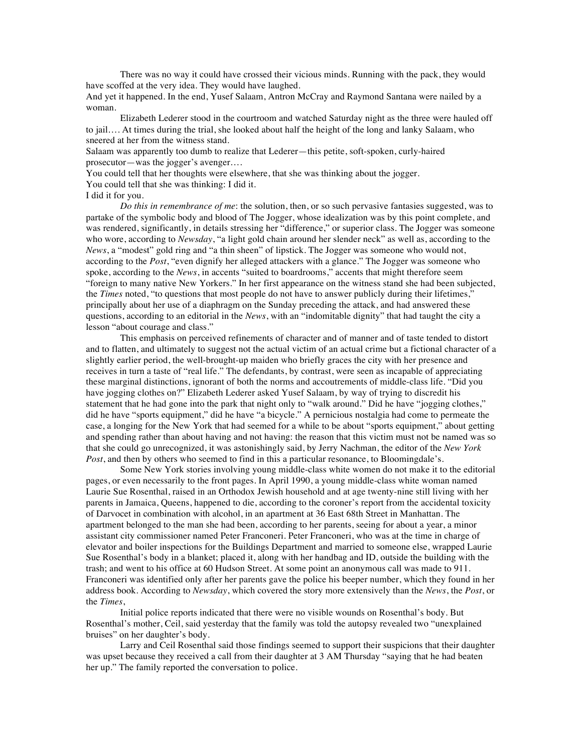There was no way it could have crossed their vicious minds. Running with the pack, they would have scoffed at the very idea. They would have laughed.

And yet it happened. In the end, Yusef Salaam, Antron McCray and Raymond Santana were nailed by a woman.

Elizabeth Lederer stood in the courtroom and watched Saturday night as the three were hauled off to jail…. At times during the trial, she looked about half the height of the long and lanky Salaam, who sneered at her from the witness stand.

Salaam was apparently too dumb to realize that Lederer—this petite, soft-spoken, curly-haired prosecutor—was the jogger's avenger….

You could tell that her thoughts were elsewhere, that she was thinking about the jogger.

You could tell that she was thinking: I did it.

I did it for you.

*Do this in remembrance of me*: the solution, then, or so such pervasive fantasies suggested, was to partake of the symbolic body and blood of The Jogger, whose idealization was by this point complete, and was rendered, significantly, in details stressing her "difference," or superior class. The Jogger was someone who wore, according to *Newsday*, "a light gold chain around her slender neck" as well as, according to the *News*, a "modest" gold ring and "a thin sheen" of lipstick. The Jogger was someone who would not, according to the *Post*, "even dignify her alleged attackers with a glance." The Jogger was someone who spoke, according to the *News*, in accents "suited to boardrooms," accents that might therefore seem "foreign to many native New Yorkers." In her first appearance on the witness stand she had been subjected, the *Times* noted, "to questions that most people do not have to answer publicly during their lifetimes," principally about her use of a diaphragm on the Sunday preceding the attack, and had answered these questions, according to an editorial in the *News*, with an "indomitable dignity" that had taught the city a lesson "about courage and class."

This emphasis on perceived refinements of character and of manner and of taste tended to distort and to flatten, and ultimately to suggest not the actual victim of an actual crime but a fictional character of a slightly earlier period, the well-brought-up maiden who briefly graces the city with her presence and receives in turn a taste of "real life." The defendants, by contrast, were seen as incapable of appreciating these marginal distinctions, ignorant of both the norms and accoutrements of middle-class life. "Did you have jogging clothes on?" Elizabeth Lederer asked Yusef Salaam, by way of trying to discredit his statement that he had gone into the park that night only to "walk around." Did he have "jogging clothes," did he have "sports equipment," did he have "a bicycle." A pernicious nostalgia had come to permeate the case, a longing for the New York that had seemed for a while to be about "sports equipment," about getting and spending rather than about having and not having: the reason that this victim must not be named was so that she could go unrecognized, it was astonishingly said, by Jerry Nachman, the editor of the *New York Post*, and then by others who seemed to find in this a particular resonance, to Bloomingdale's.

Some New York stories involving young middle-class white women do not make it to the editorial pages, or even necessarily to the front pages. In April 1990, a young middle-class white woman named Laurie Sue Rosenthal, raised in an Orthodox Jewish household and at age twenty-nine still living with her parents in Jamaica, Queens, happened to die, according to the coroner's report from the accidental toxicity of Darvocet in combination with alcohol, in an apartment at 36 East 68th Street in Manhattan. The apartment belonged to the man she had been, according to her parents, seeing for about a year, a minor assistant city commissioner named Peter Franconeri. Peter Franconeri, who was at the time in charge of elevator and boiler inspections for the Buildings Department and married to someone else, wrapped Laurie Sue Rosenthal's body in a blanket; placed it, along with her handbag and ID, outside the building with the trash; and went to his office at 60 Hudson Street. At some point an anonymous call was made to 911. Franconeri was identified only after her parents gave the police his beeper number, which they found in her address book. According to *Newsday*, which covered the story more extensively than the *News*, the *Post*, or the *Times*,

Initial police reports indicated that there were no visible wounds on Rosenthal's body. But Rosenthal's mother, Ceil, said yesterday that the family was told the autopsy revealed two "unexplained bruises" on her daughter's body.

Larry and Ceil Rosenthal said those findings seemed to support their suspicions that their daughter was upset because they received a call from their daughter at 3 AM Thursday "saying that he had beaten her up." The family reported the conversation to police.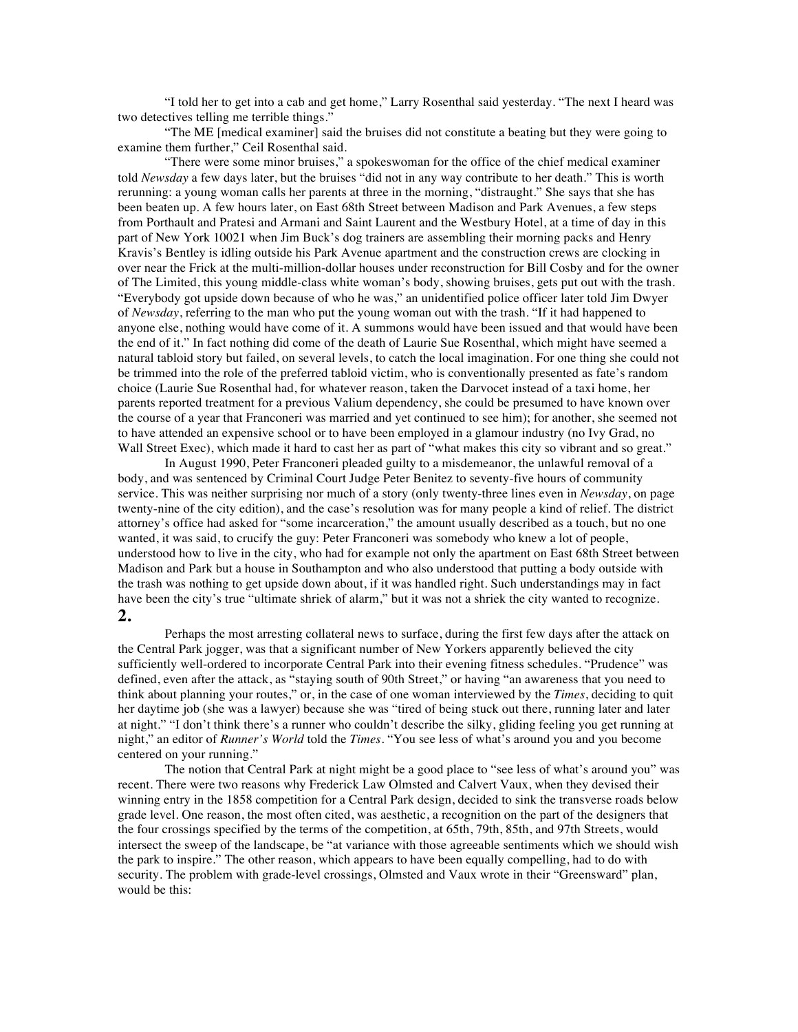"I told her to get into a cab and get home," Larry Rosenthal said yesterday. "The next I heard was two detectives telling me terrible things."

"The ME [medical examiner] said the bruises did not constitute a beating but they were going to examine them further," Ceil Rosenthal said.

"There were some minor bruises," a spokeswoman for the office of the chief medical examiner told *Newsday* a few days later, but the bruises "did not in any way contribute to her death." This is worth rerunning: a young woman calls her parents at three in the morning, "distraught." She says that she has been beaten up. A few hours later, on East 68th Street between Madison and Park Avenues, a few steps from Porthault and Pratesi and Armani and Saint Laurent and the Westbury Hotel, at a time of day in this part of New York 10021 when Jim Buck's dog trainers are assembling their morning packs and Henry Kravis's Bentley is idling outside his Park Avenue apartment and the construction crews are clocking in over near the Frick at the multi-million-dollar houses under reconstruction for Bill Cosby and for the owner of The Limited, this young middle-class white woman's body, showing bruises, gets put out with the trash. "Everybody got upside down because of who he was," an unidentified police officer later told Jim Dwyer of *Newsday*, referring to the man who put the young woman out with the trash. "If it had happened to anyone else, nothing would have come of it. A summons would have been issued and that would have been the end of it." In fact nothing did come of the death of Laurie Sue Rosenthal, which might have seemed a natural tabloid story but failed, on several levels, to catch the local imagination. For one thing she could not be trimmed into the role of the preferred tabloid victim, who is conventionally presented as fate's random choice (Laurie Sue Rosenthal had, for whatever reason, taken the Darvocet instead of a taxi home, her parents reported treatment for a previous Valium dependency, she could be presumed to have known over the course of a year that Franconeri was married and yet continued to see him); for another, she seemed not to have attended an expensive school or to have been employed in a glamour industry (no Ivy Grad, no Wall Street Exec), which made it hard to cast her as part of "what makes this city so vibrant and so great."

In August 1990, Peter Franconeri pleaded guilty to a misdemeanor, the unlawful removal of a body, and was sentenced by Criminal Court Judge Peter Benitez to seventy-five hours of community service. This was neither surprising nor much of a story (only twenty-three lines even in *Newsday*, on page twenty-nine of the city edition), and the case's resolution was for many people a kind of relief. The district attorney's office had asked for "some incarceration," the amount usually described as a touch, but no one wanted, it was said, to crucify the guy: Peter Franconeri was somebody who knew a lot of people, understood how to live in the city, who had for example not only the apartment on East 68th Street between Madison and Park but a house in Southampton and who also understood that putting a body outside with the trash was nothing to get upside down about, if it was handled right. Such understandings may in fact have been the city's true "ultimate shriek of alarm," but it was not a shriek the city wanted to recognize.

## 2.

Perhaps the most arresting collateral news to surface, during the first few days after the attack on the Central Park jogger, was that a significant number of New Yorkers apparently believed the city sufficiently well-ordered to incorporate Central Park into their evening fitness schedules. "Prudence" was defined, even after the attack, as "staying south of 90th Street," or having "an awareness that you need to think about planning your routes," or, in the case of one woman interviewed by the *Times*, deciding to quit her daytime job (she was a lawyer) because she was "tired of being stuck out there, running later and later at night." "I don't think there's a runner who couldn't describe the silky, gliding feeling you get running at night," an editor of *Runner's World* told the *Times*. "You see less of what's around you and you become centered on your running."

The notion that Central Park at night might be a good place to "see less of what's around you" was recent. There were two reasons why Frederick Law Olmsted and Calvert Vaux, when they devised their winning entry in the 1858 competition for a Central Park design, decided to sink the transverse roads below grade level. One reason, the most often cited, was aesthetic, a recognition on the part of the designers that the four crossings specified by the terms of the competition, at 65th, 79th, 85th, and 97th Streets, would intersect the sweep of the landscape, be "at variance with those agreeable sentiments which we should wish the park to inspire." The other reason, which appears to have been equally compelling, had to do with security. The problem with grade-level crossings, Olmsted and Vaux wrote in their "Greensward" plan, would be this: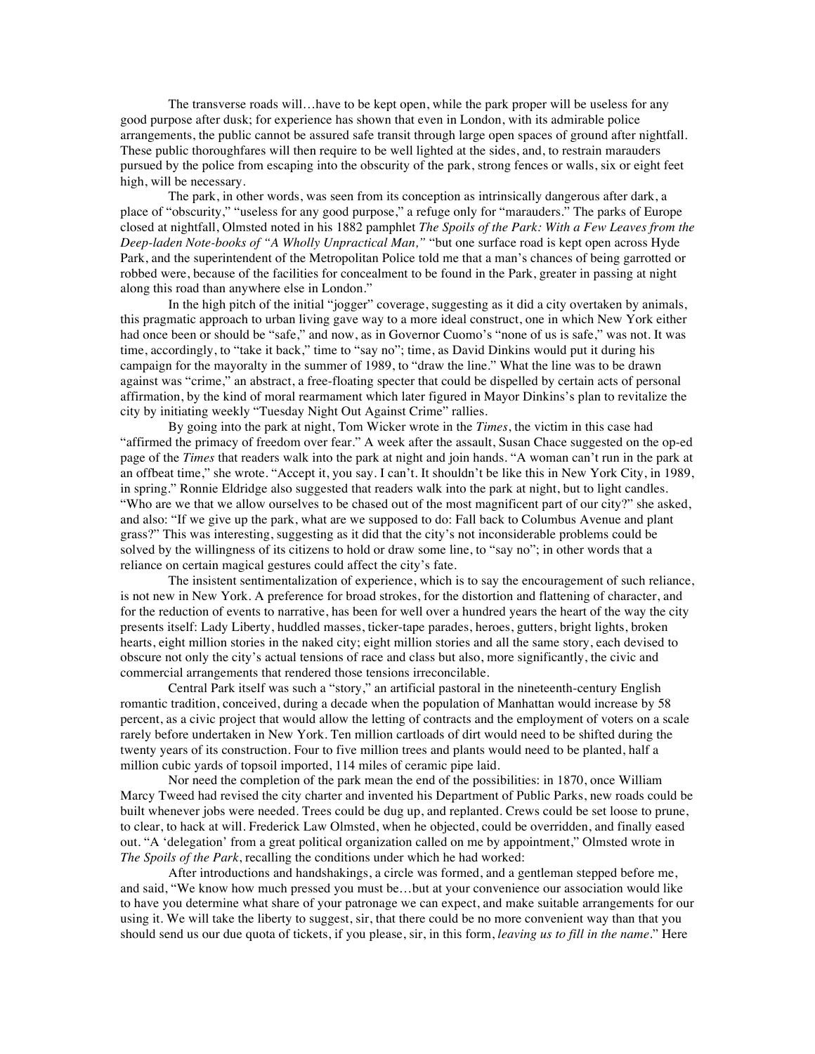The transverse roads will…have to be kept open, while the park proper will be useless for any good purpose after dusk; for experience has shown that even in London, with its admirable police arrangements, the public cannot be assured safe transit through large open spaces of ground after nightfall. These public thoroughfares will then require to be well lighted at the sides, and, to restrain marauders pursued by the police from escaping into the obscurity of the park, strong fences or walls, six or eight feet high, will be necessary.

The park, in other words, was seen from its conception as intrinsically dangerous after dark, a place of "obscurity," "useless for any good purpose," a refuge only for "marauders." The parks of Europe closed at nightfall, Olmsted noted in his 1882 pamphlet *The Spoils of the Park: With a Few Leaves from the Deep-laden Note-books of "A Wholly Unpractical Man,"* "but one surface road is kept open across Hyde Park, and the superintendent of the Metropolitan Police told me that a man's chances of being garrotted or robbed were, because of the facilities for concealment to be found in the Park, greater in passing at night along this road than anywhere else in London."

In the high pitch of the initial "jogger" coverage, suggesting as it did a city overtaken by animals, this pragmatic approach to urban living gave way to a more ideal construct, one in which New York either had once been or should be "safe," and now, as in Governor Cuomo's "none of us is safe," was not. It was time, accordingly, to "take it back," time to "say no"; time, as David Dinkins would put it during his campaign for the mayoralty in the summer of 1989, to "draw the line." What the line was to be drawn against was "crime," an abstract, a free-floating specter that could be dispelled by certain acts of personal affirmation, by the kind of moral rearmament which later figured in Mayor Dinkins's plan to revitalize the city by initiating weekly "Tuesday Night Out Against Crime" rallies.

By going into the park at night, Tom Wicker wrote in the *Times*, the victim in this case had "affirmed the primacy of freedom over fear." A week after the assault, Susan Chace suggested on the op-ed page of the *Times* that readers walk into the park at night and join hands. "A woman can't run in the park at an offbeat time," she wrote. "Accept it, you say. I can't. It shouldn't be like this in New York City, in 1989, in spring." Ronnie Eldridge also suggested that readers walk into the park at night, but to light candles. "Who are we that we allow ourselves to be chased out of the most magnificent part of our city?" she asked, and also: "If we give up the park, what are we supposed to do: Fall back to Columbus Avenue and plant grass?" This was interesting, suggesting as it did that the city's not inconsiderable problems could be solved by the willingness of its citizens to hold or draw some line, to "say no"; in other words that a reliance on certain magical gestures could affect the city's fate.

The insistent sentimentalization of experience, which is to say the encouragement of such reliance, is not new in New York. A preference for broad strokes, for the distortion and flattening of character, and for the reduction of events to narrative, has been for well over a hundred years the heart of the way the city presents itself: Lady Liberty, huddled masses, ticker-tape parades, heroes, gutters, bright lights, broken hearts, eight million stories in the naked city; eight million stories and all the same story, each devised to obscure not only the city's actual tensions of race and class but also, more significantly, the civic and commercial arrangements that rendered those tensions irreconcilable.

Central Park itself was such a "story," an artificial pastoral in the nineteenth-century English romantic tradition, conceived, during a decade when the population of Manhattan would increase by 58 percent, as a civic project that would allow the letting of contracts and the employment of voters on a scale rarely before undertaken in New York. Ten million cartloads of dirt would need to be shifted during the twenty years of its construction. Four to five million trees and plants would need to be planted, half a million cubic yards of topsoil imported, 114 miles of ceramic pipe laid.

Nor need the completion of the park mean the end of the possibilities: in 1870, once William Marcy Tweed had revised the city charter and invented his Department of Public Parks, new roads could be built whenever jobs were needed. Trees could be dug up, and replanted. Crews could be set loose to prune, to clear, to hack at will. Frederick Law Olmsted, when he objected, could be overridden, and finally eased out. "A 'delegation' from a great political organization called on me by appointment," Olmsted wrote in *The Spoils of the Park*, recalling the conditions under which he had worked:

After introductions and handshakings, a circle was formed, and a gentleman stepped before me, and said, "We know how much pressed you must be…but at your convenience our association would like to have you determine what share of your patronage we can expect, and make suitable arrangements for our using it. We will take the liberty to suggest, sir, that there could be no more convenient way than that you should send us our due quota of tickets, if you please, sir, in this form, *leaving us to fill in the name*." Here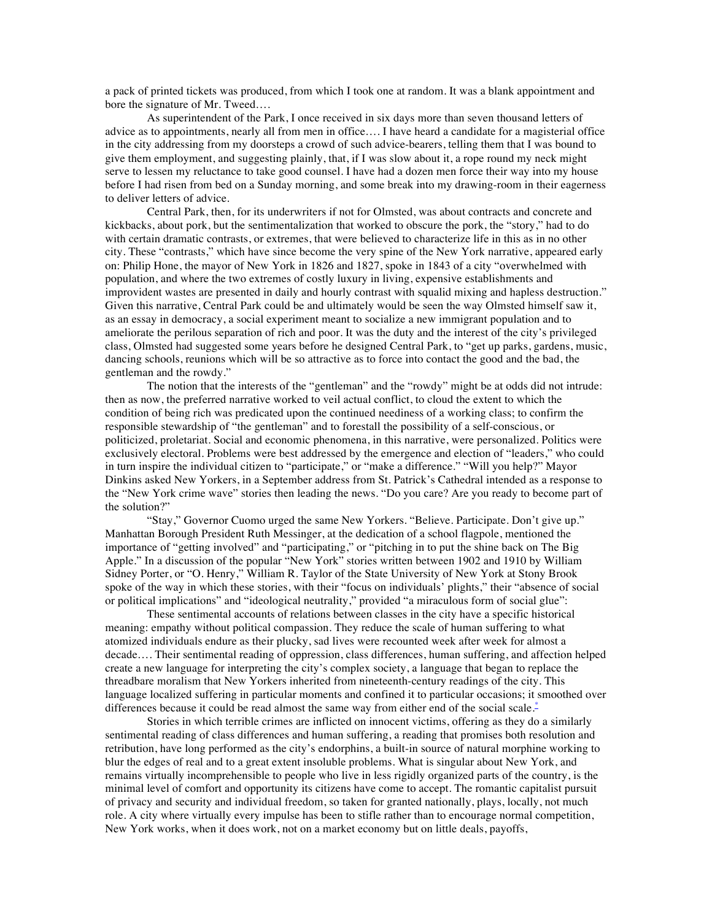a pack of printed tickets was produced, from which I took one at random. It was a blank appointment and bore the signature of Mr. Tweed....

As superintendent of the Park, I once received in six days more than seven thousand letters of advice as to appointments, nearly all from men in office.... I have heard a candidate for a magisterial office in the city addressing from my doorsteps a crowd of such advice-bearers, telling them that I was bound to give them employment, and suggesting plainly, that, if I was slow about it, a rope round my neck might serve to lessen my reluctance to take good counsel. I have had a dozen men force their way into my house before I had risen from bed on a Sunday morning, and some break into my drawing-room in their eagerness to deliver letters of advice.

Central Park, then, for its underwriters if not for Olmsted, was about contracts and concrete and kickbacks, about pork, but the sentimentalization that worked to obscure the pork, the "story," had to do with certain dramatic contrasts, or extremes, that were believed to characterize life in this as in no other city. These "contrasts," which have since become the very spine of the New York narrative, appeared early on: Philip Hone, the mayor of New York in 1826 and 1827, spoke in 1843 of a city "overwhelmed with population, and where the two extremes of costly luxury in living, expensive establishments and improvident wastes are presented in daily and hourly contrast with squalid mixing and hapless destruction." Given this narrative, Central Park could be and ultimately would be seen the way Olmsted himself saw it, as an essay in democracy, a social experiment meant to socialize a new immigrant population and to ameliorate the perilous separation of rich and poor. It was the duty and the interest of the city's privileged class, Olmsted had suggested some years before he designed Central Park, to "get up parks, gardens, music, dancing schools, reunions which will be so attractive as to force into contact the good and the bad, the gentleman and the rowdy."

The notion that the interests of the "gentleman" and the "rowdy" might be at odds did not intrude: then as now, the preferred narrative worked to veil actual conflict, to cloud the extent to which the condition of being rich was predicated upon the continued neediness of a working class; to confirm the responsible stewardship of "the gentleman" and to forestall the possibility of a self-conscious, or politicized, proletariat. Social and economic phenomena, in this narrative, were personalized. Politics were exclusively electoral. Problems were best addressed by the emergence and election of "leaders," who could in turn inspire the individual citizen to "participate," or "make a difference." "Will you help?" Mayor Dinkins asked New Yorkers, in a September address from St. Patrick's Cathedral intended as a response to the "New York crime wave" stories then leading the news. "Do you care? Are you ready to become part of the solution?"

"Stay," Governor Cuomo urged the same New Yorkers. "Believe. Participate. Don't give up." Manhattan Borough President Ruth Messinger, at the dedication of a school flagpole, mentioned the importance of "getting involved" and "participating," or "pitching in to put the shine back on The Big Apple." In a discussion of the popular "New York" stories written between 1902 and 1910 by William Sidney Porter, or "O. Henry," William R. Taylor of the State University of New York at Stony Brook spoke of the way in which these stories, with their "focus on individuals' plights," their "absence of social or political implications" and "ideological neutrality," provided "a miraculous form of social glue":

These sentimental accounts of relations between classes in the city have a specific historical meaning: empathy without political compassion. They reduce the scale of human suffering to what atomized individuals endure as their plucky, sad lives were recounted week after week for almost a decade.... Their sentimental reading of oppression, class differences, human suffering, and affection helped create a new language for interpreting the city's complex society, a language that began to replace the threadbare moralism that New Yorkers inherited from nineteenth-century readings of the city. This language localized suffering in particular moments and confined it to particular occasions; it smoothed over differences because it could be read almost the same way from either end of the social scale.*

Stories in which terrible crimes are inflicted on innocent victims, offering as they do a similarly sentimental reading of class differences and human suffering, a reading that promises both resolution and retribution, have long performed as the city's endorphins, a built-in source of natural morphine working to blur the edges of real and to a great extent insoluble problems. What is singular about New York, and remains virtually incomprehensible to people who live in less rigidly organized parts of the country, is the minimal level of comfort and opportunity its citizens have come to accept. The romantic capitalist pursuit of privacy and security and individual freedom, so taken for granted nationally, plays, locally, not much role. A city where virtually every impulse has been to stifle rather than to encourage normal competition, New York works, when it does work, not on a market economy but on little deals, payoffs,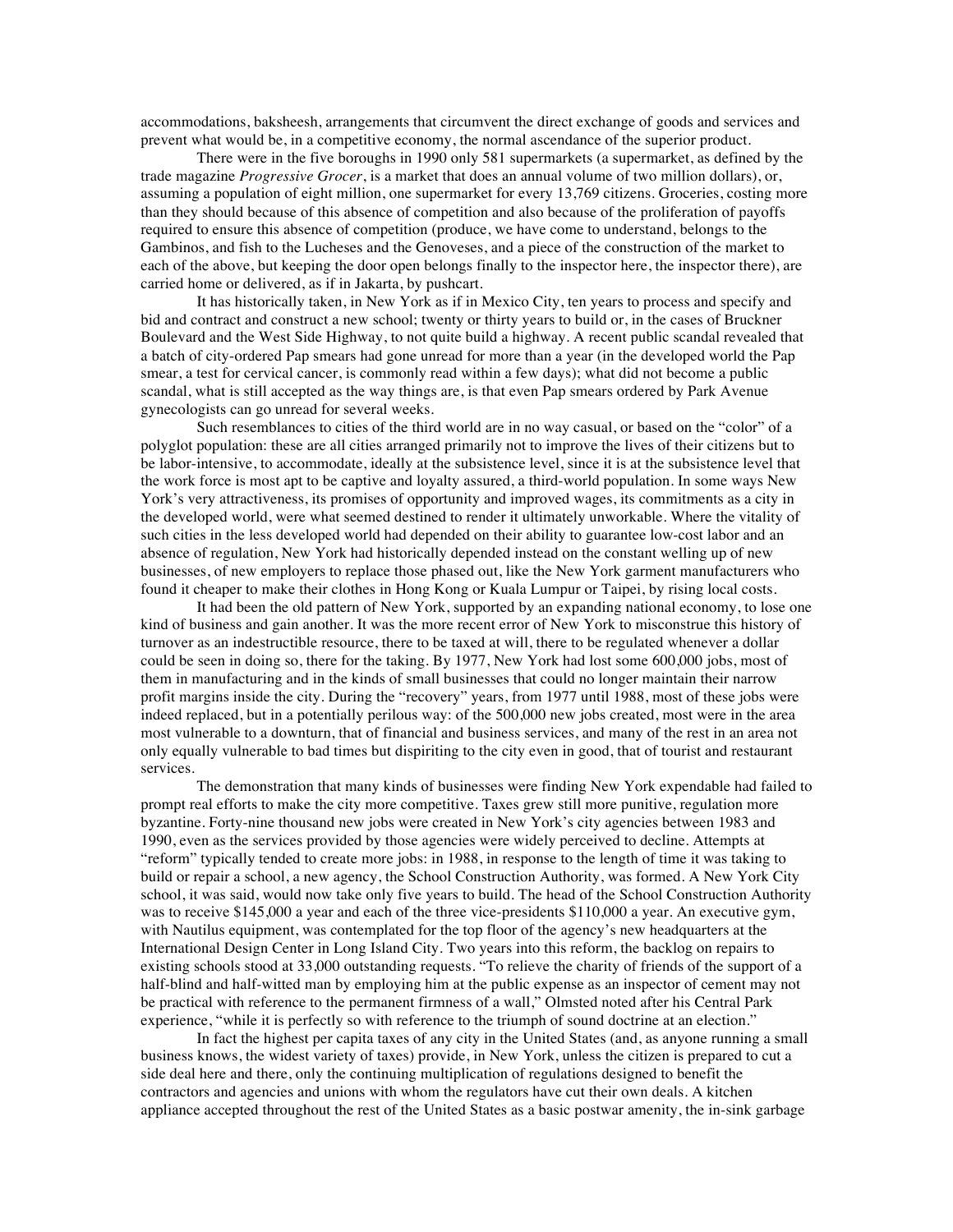accommodations, baksheesh, arrangements that circumvent the direct exchange of goods and services and prevent what would be, in a competitive economy, the normal ascendance of the superior product.

There were in the five boroughs in 1990 only 581 supermarkets (a supermarket, as defined by the trade magazine *Progressive Grocer*, is a market that does an annual volume of two million dollars), or, assuming a population of eight million, one supermarket for every 13,769 citizens. Groceries, costing more than they should because of this absence of competition and also because of the proliferation of payoffs required to ensure this absence of competition (produce, we have come to understand, belongs to the Gambinos, and fish to the Lucheses and the Genoveses, and a piece of the construction of the market to each of the above, but keeping the door open belongs finally to the inspector here, the inspector there), are carried home or delivered, as if in Jakarta, by pushcart.

It has historically taken, in New York as if in Mexico City, ten years to process and specify and bid and contract and construct a new school; twenty or thirty years to build or, in the cases of Bruckner Boulevard and the West Side Highway, to not quite build a highway. A recent public scandal revealed that a batch of city-ordered Pap smears had gone unread for more than a year (in the developed world the Pap smear, a test for cervical cancer, is commonly read within a few days); what did not become a public scandal, what is still accepted as the way things are, is that even Pap smears ordered by Park Avenue gynecologists can go unread for several weeks.

Such resemblances to cities of the third world are in no way casual, or based on the "color" of a polyglot population: these are all cities arranged primarily not to improve the lives of their citizens but to be labor-intensive, to accommodate, ideally at the subsistence level, since it is at the subsistence level that the work force is most apt to be captive and loyalty assured, a third-world population. In some ways New York's very attractiveness, its promises of opportunity and improved wages, its commitments as a city in the developed world, were what seemed destined to render it ultimately unworkable. Where the vitality of such cities in the less developed world had depended on their ability to guarantee low-cost labor and an absence of regulation, New York had historically depended instead on the constant welling up of new businesses, of new employers to replace those phased out, like the New York garment manufacturers who found it cheaper to make their clothes in Hong Kong or Kuala Lumpur or Taipei, by rising local costs.

It had been the old pattern of New York, supported by an expanding national economy, to lose one kind of business and gain another. It was the more recent error of New York to misconstrue this history of turnover as an indestructible resource, there to be taxed at will, there to be regulated whenever a dollar could be seen in doing so, there for the taking. By 1977, New York had lost some 600,000 jobs, most of them in manufacturing and in the kinds of small businesses that could no longer maintain their narrow profit margins inside the city. During the "recovery" years, from 1977 until 1988, most of these jobs were indeed replaced, but in a potentially perilous way: of the 500,000 new jobs created, most were in the area most vulnerable to a downturn, that of financial and business services, and many of the rest in an area not only equally vulnerable to bad times but dispiriting to the city even in good, that of tourist and restaurant services.

The demonstration that many kinds of businesses were finding New York expendable had failed to prompt real efforts to make the city more competitive. Taxes grew still more punitive, regulation more byzantine. Forty-nine thousand new jobs were created in New York's city agencies between 1983 and 1990, even as the services provided by those agencies were widely perceived to decline. Attempts at "reform" typically tended to create more jobs: in 1988, in response to the length of time it was taking to build or repair a school, a new agency, the School Construction Authority, was formed. A New York City school, it was said, would now take only five years to build. The head of the School Construction Authority was to receive $145,000 a year and each of the three vice-presidents $110,000 a year. An executive gym, with Nautilus equipment, was contemplated for the top floor of the agency's new headquarters at the International Design Center in Long Island City. Two years into this reform, the backlog on repairs to existing schools stood at 33,000 outstanding requests. "To relieve the charity of friends of the support of a half-blind and half-witted man by employing him at the public expense as an inspector of cement may not be practical with reference to the permanent firmness of a wall," Olmsted noted after his Central Park experience, "while it is perfectly so with reference to the triumph of sound doctrine at an election."

In fact the highest per capita taxes of any city in the United States (and, as anyone running a small business knows, the widest variety of taxes) provide, in New York, unless the citizen is prepared to cut a side deal here and there, only the continuing multiplication of regulations designed to benefit the contractors and agencies and unions with whom the regulators have cut their own deals. A kitchen appliance accepted throughout the rest of the United States as a basic postwar amenity, the in-sink garbage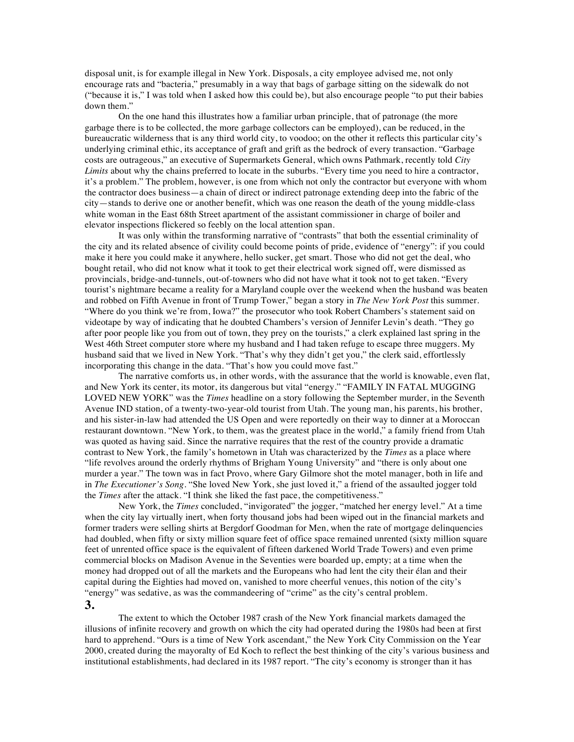disposal unit, is for example illegal in New York. Disposals, a city employee advised me, not only encourage rats and "bacteria," presumably in a way that bags of garbage sitting on the sidewalk do not ("because it is," I was told when I asked how this could be), but also encourage people "to put their babies down them."

On the one hand this illustrates how a familiar urban principle, that of patronage (the more garbage there is to be collected, the more garbage collectors can be employed), can be reduced, in the bureaucratic wilderness that is any third world city, to voodoo; on the other it reflects this particular city's underlying criminal ethic, its acceptance of graft and grift as the bedrock of every transaction. "Garbage costs are outrageous," an executive of Supermarkets General, which owns Pathmark, recently told *City Limits* about why the chains preferred to locate in the suburbs. "Every time you need to hire a contractor, it's a problem." The problem, however, is one from which not only the contractor but everyone with whom the contractor does business—a chain of direct or indirect patronage extending deep into the fabric of the city—stands to derive one or another benefit, which was one reason the death of the young middle-class white woman in the East 68th Street apartment of the assistant commissioner in charge of boiler and elevator inspections flickered so feebly on the local attention span.

It was only within the transforming narrative of "contrasts" that both the essential criminality of the city and its related absence of civility could become points of pride, evidence of "energy": if you could make it here you could make it anywhere, hello sucker, get smart. Those who did not get the deal, who bought retail, who did not know what it took to get their electrical work signed off, were dismissed as provincials, bridge-and-tunnels, out-of-towners who did not have what it took not to get taken. "Every tourist's nightmare became a reality for a Maryland couple over the weekend when the husband was beaten and robbed on Fifth Avenue in front of Trump Tower," began a story in *The New York Post* this summer. "Where do you think we're from, Iowa?" the prosecutor who took Robert Chambers's statement said on videotape by way of indicating that he doubted Chambers's version of Jennifer Levin's death. "They go after poor people like you from out of town, they prey on the tourists," a clerk explained last spring in the West 46th Street computer store where my husband and I had taken refuge to escape three muggers. My husband said that we lived in New York. "That's why they didn't get you," the clerk said, effortlessly incorporating this change in the data. "That's how you could move fast."

The narrative comforts us, in other words, with the assurance that the world is knowable, even flat, and New York its center, its motor, its dangerous but vital "energy." "FAMILY IN FATAL MUGGING LOVED NEW YORK" was the *Times* headline on a story following the September murder, in the Seventh Avenue IND station, of a twenty-two-year-old tourist from Utah. The young man, his parents, his brother, and his sister-in-law had attended the US Open and were reportedly on their way to dinner at a Moroccan restaurant downtown. "New York, to them, was the greatest place in the world," a family friend from Utah was quoted as having said. Since the narrative requires that the rest of the country provide a dramatic contrast to New York, the family's hometown in Utah was characterized by the *Times* as a place where "life revolves around the orderly rhythms of Brigham Young University" and "there is only about one murder a year." The town was in fact Provo, where Gary Gilmore shot the motel manager, both in life and in *The Executioner's Song*. "She loved New York, she just loved it," a friend of the assaulted jogger told the *Times* after the attack. "I think she liked the fast pace, the competitiveness."

New York, the *Times* concluded, "invigorated" the jogger, "matched her energy level." At a time when the city lay virtually inert, when forty thousand jobs had been wiped out in the financial markets and former traders were selling shirts at Bergdorf Goodman for Men, when the rate of mortgage delinquencies had doubled, when fifty or sixty million square feet of office space remained unrented (sixty million square feet of unrented office space is the equivalent of fifteen darkened World Trade Towers) and even prime commercial blocks on Madison Avenue in the Seventies were boarded up, empty; at a time when the money had dropped out of all the markets and the Europeans who had lent the city their élan and their capital during the Eighties had moved on, vanished to more cheerful venues, this notion of the city's "energy" was sedative, as was the commandeering of "crime" as the city's central problem.

## 3.

The extent to which the October 1987 crash of the New York financial markets damaged the illusions of infinite recovery and growth on which the city had operated during the 1980s had been at first hard to apprehend. "Ours is a time of New York ascendant," the New York City Commission on the Year 2000, created during the mayoralty of Ed Koch to reflect the best thinking of the city's various business and institutional establishments, had declared in its 1987 report. "The city's economy is stronger than it has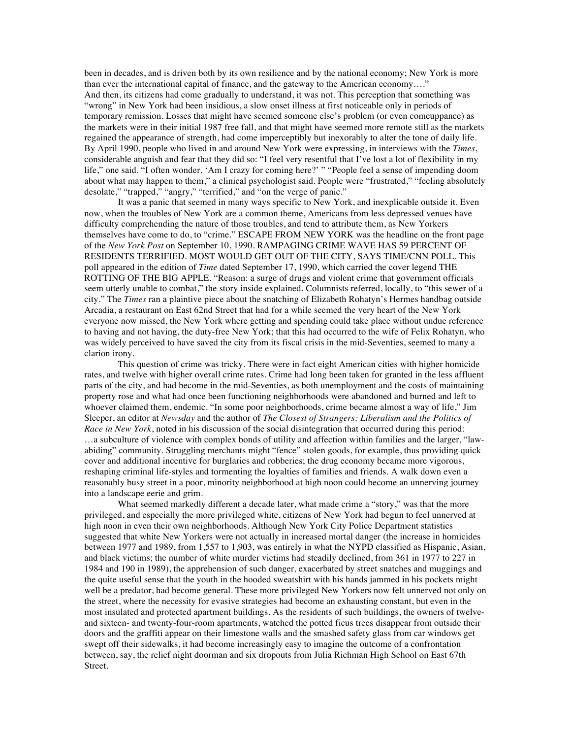been in decades, and is driven both by its own resilience and by the national economy; New York is more than ever the international capital of finance, and the gateway to the American economy…."

And then, its citizens had come gradually to understand, it was not. This perception that something was "wrong" in New York had been insidious, a slow onset illness at first noticeable only in periods of temporary remission. Losses that might have seemed someone else's problem (or even comeuppance) as the markets were in their initial 1987 free fall, and that might have seemed more remote still as the markets regained the appearance of strength, had come imperceptibly but inexorably to alter the tone of daily life. By April 1990, people who lived in and around New York were expressing, in interviews with the *Times*, considerable anguish and fear that they did so: "I feel very resentful that I've lost a lot of flexibility in my life," one said. "I often wonder, 'Am I crazy for coming here?' " "People feel a sense of impending doom about what may happen to them," a clinical psychologist said. People were "frustrated," "feeling absolutely desolate," "trapped," "angry," "terrified," and "on the verge of panic."

It was a panic that seemed in many ways specific to New York, and inexplicable outside it. Even now, when the troubles of New York are a common theme, Americans from less depressed venues have difficulty comprehending the nature of those troubles, and tend to attribute them, as New Yorkers themselves have come to do, to "crime." ESCAPE FROM NEW YORK was the headline on the front page of the *New York Post* on September 10, 1990. RAMPAGING CRIME WAVE HAS 59 PERCENT OF RESIDENTS TERRIFIED. MOST WOULD GET OUT OF THE CITY, SAYS TIME/CNN POLL. This poll appeared in the edition of *Time* dated September 17, 1990, which carried the cover legend THE ROTTING OF THE BIG APPLE. "Reason: a surge of drugs and violent crime that government officials seem utterly unable to combat," the story inside explained. Columnists referred, locally, to "this sewer of a city." The *Times* ran a plaintive piece about the snatching of Elizabeth Rohatyn's Hermes handbag outside Arcadia, a restaurant on East 62nd Street that had for a while seemed the very heart of the New York everyone now missed, the New York where getting and spending could take place without undue reference to having and not having, the duty-free New York; that this had occurred to the wife of Felix Rohatyn, who was widely perceived to have saved the city from its fiscal crisis in the mid-Seventies, seemed to many a clarion irony.

This question of crime was tricky. There were in fact eight American cities with higher homicide rates, and twelve with higher overall crime rates. Crime had long been taken for granted in the less affluent parts of the city, and had become in the mid-Seventies, as both unemployment and the costs of maintaining property rose and what had once been functioning neighborhoods were abandoned and burned and left to whoever claimed them, endemic. "In some poor neighborhoods, crime became almost a way of life," Jim Sleeper, an editor at *Newsday* and the author of *The Closest of Strangers: Liberalism and the Politics of Race in New York*, noted in his discussion of the social disintegration that occurred during this period:

…a subculture of violence with complex bonds of utility and affection within families and the larger, "law-abiding" community. Struggling merchants might "fence" stolen goods, for example, thus providing quick cover and additional incentive for burglaries and robberies; the drug economy became more vigorous, reshaping criminal life-styles and tormenting the loyalties of families and friends. A walk down even a reasonably busy street in a poor, minority neighborhood at high noon could become an unnerving journey into a landscape eerie and grim.

What seemed markedly different a decade later, what made crime a "story," was that the more privileged, and especially the more privileged white, citizens of New York had begun to feel unnerved at high noon in even their own neighborhoods. Although New York City Police Department statistics suggested that white New Yorkers were not actually in increased mortal danger (the increase in homicides between 1977 and 1989, from 1,557 to 1,903, was entirely in what the NYPD classified as Hispanic, Asian, and black victims; the number of white murder victims had steadily declined, from 361 in 1977 to 227 in 1984 and 190 in 1989), the apprehension of such danger, exacerbated by street snatches and muggings and the quite useful sense that the youth in the hooded sweatshirt with his hands jammed in his pockets might well be a predator, had become general. These more privileged New Yorkers now felt unnerved not only on the street, where the necessity for evasive strategies had become an exhausting constant, but even in the most insulated and protected apartment buildings. As the residents of such buildings, the owners of twelve- and sixteen- and twenty-four-room apartments, watched the potted ficus trees disappear from outside their doors and the graffiti appear on their limestone walls and the smashed safety glass from car windows get swept off their sidewalks, it had become increasingly easy to imagine the outcome of a confrontation between, say, the relief night doorman and six dropouts from Julia Richman High School on East 67th Street.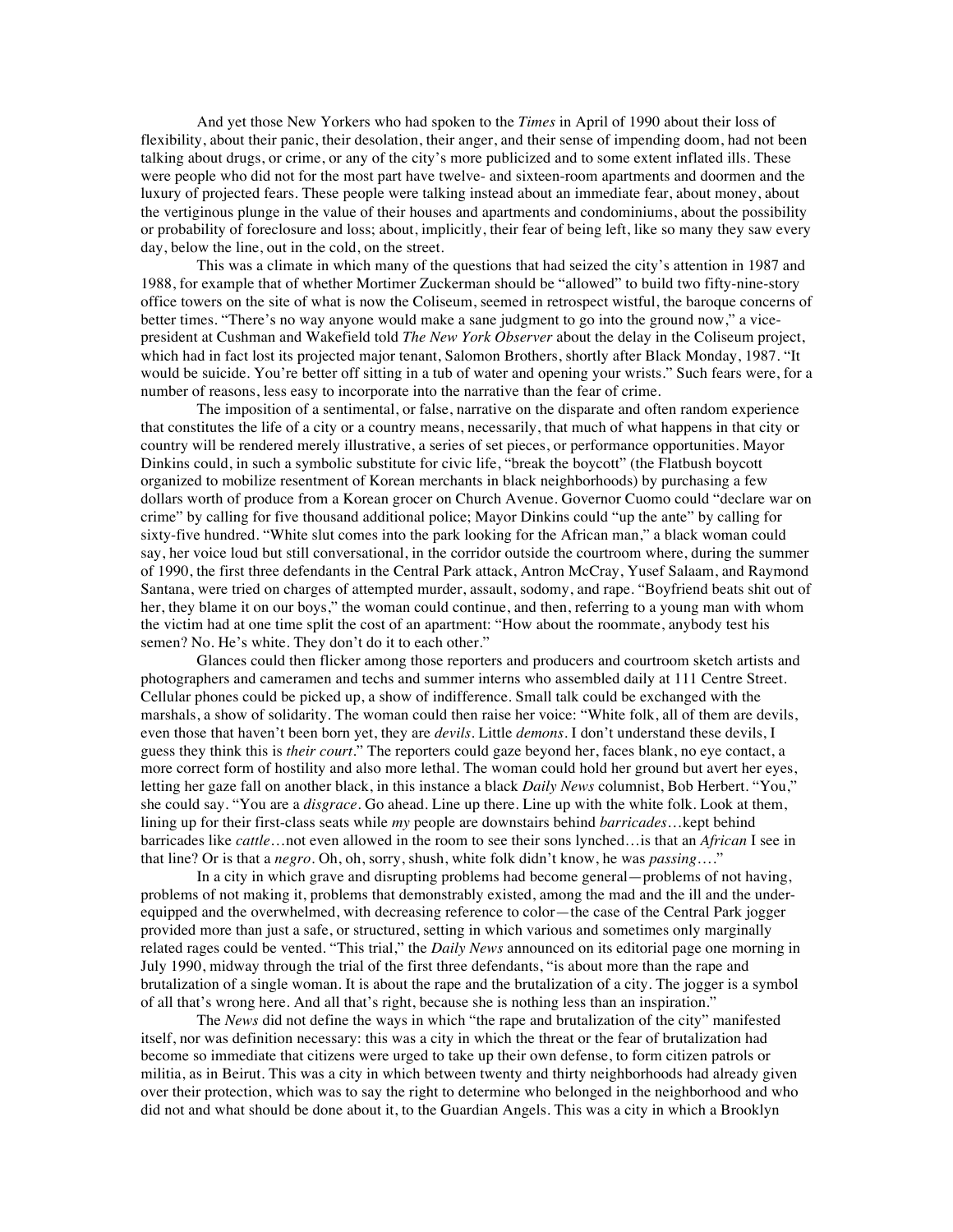And yet those New Yorkers who had spoken to the *Times* in April of 1990 about their loss of flexibility, about their panic, their desolation, their anger, and their sense of impending doom, had not been talking about drugs, or crime, or any of the city's more publicized and to some extent inflated ills. These were people who did not for the most part have twelve- and sixteen-room apartments and doormen and the luxury of projected fears. These people were talking instead about an immediate fear, about money, about the vertiginous plunge in the value of their houses and apartments and condominiums, about the possibility or probability of foreclosure and loss; about, implicitly, their fear of being left, like so many they saw every day, below the line, out in the cold, on the street.

This was a climate in which many of the questions that had seized the city's attention in 1987 and 1988, for example that of whether Mortimer Zuckerman should be "allowed" to build two fifty-nine-story office towers on the site of what is now the Coliseum, seemed in retrospect wistful, the baroque concerns of better times. "There's no way anyone would make a sane judgment to go into the ground now," a vice-president at Cushman and Wakefield told *The New York Observer* about the delay in the Coliseum project, which had in fact lost its projected major tenant, Salomon Brothers, shortly after Black Monday, 1987. "It would be suicide. You're better off sitting in a tub of water and opening your wrists." Such fears were, for a number of reasons, less easy to incorporate into the narrative than the fear of crime.

The imposition of a sentimental, or false, narrative on the disparate and often random experience that constitutes the life of a city or a country means, necessarily, that much of what happens in that city or country will be rendered merely illustrative, a series of set pieces, or performance opportunities. Mayor Dinkins could, in such a symbolic substitute for civic life, "break the boycott" (the Flatbush boycott organized to mobilize resentment of Korean merchants in black neighborhoods) by purchasing a few dollars worth of produce from a Korean grocer on Church Avenue. Governor Cuomo could "declare war on crime" by calling for five thousand additional police; Mayor Dinkins could "up the ante" by calling for sixty-five hundred. "White slut comes into the park looking for the African man," a black woman could say, her voice loud but still conversational, in the corridor outside the courtroom where, during the summer of 1990, the first three defendants in the Central Park attack, Antron McCray, Yusef Salaam, and Raymond Santana, were tried on charges of attempted murder, assault, sodomy, and rape. "Boyfriend beats shit out of her, they blame it on our boys," the woman could continue, and then, referring to a young man with whom the victim had at one time split the cost of an apartment: "How about the roommate, anybody test his semen? No. He's white. They don't do it to each other."

Glances could then flicker among those reporters and producers and courtroom sketch artists and photographers and cameramen and techs and summer interns who assembled daily at 111 Centre Street. Cellular phones could be picked up, a show of indifference. Small talk could be exchanged with the marshals, a show of solidarity. The woman could then raise her voice: "White folk, all of them are devils, even those that haven't been born yet, they are *devils*. Little *demons*. I don't understand these devils, I guess they think this is *their court*." The reporters could gaze beyond her, faces blank, no eye contact, a more correct form of hostility and also more lethal. The woman could hold her ground but avert her eyes, letting her gaze fall on another black, in this instance a black *Daily News* columnist, Bob Herbert. "You," she could say. "You are a *disgrace*. Go ahead. Line up there. Line up with the white folk. Look at them, lining up for their first-class seats while *my* people are downstairs behind *barricades*…kept behind barricades like *cattle*…not even allowed in the room to see their sons lynched…is that an *African* I see in that line? Or is that a *negro*. Oh, oh, sorry, shush, white folk didn't know, he was *passing*…."

In a city in which grave and disrupting problems had become general—problems of not having, problems of not making it, problems that demonstrably existed, among the mad and the ill and the under-equipped and the overwhelmed, with decreasing reference to color—the case of the Central Park jogger provided more than just a safe, or structured, setting in which various and sometimes only marginally related rages could be vented. "This trial," the *Daily News* announced on its editorial page one morning in July 1990, midway through the trial of the first three defendants, "is about more than the rape and brutalization of a single woman. It is about the rape and the brutalization of a city. The jogger is a symbol of all that's wrong here. And all that's right, because she is nothing less than an inspiration."

The *News* did not define the ways in which "the rape and brutalization of the city" manifested itself, nor was definition necessary: this was a city in which the threat or the fear of brutalization had become so immediate that citizens were urged to take up their own defense, to form citizen patrols or militia, as in Beirut. This was a city in which between twenty and thirty neighborhoods had already given over their protection, which was to say the right to determine who belonged in the neighborhood and who did not and what should be done about it, to the Guardian Angels. This was a city in which a Brooklyn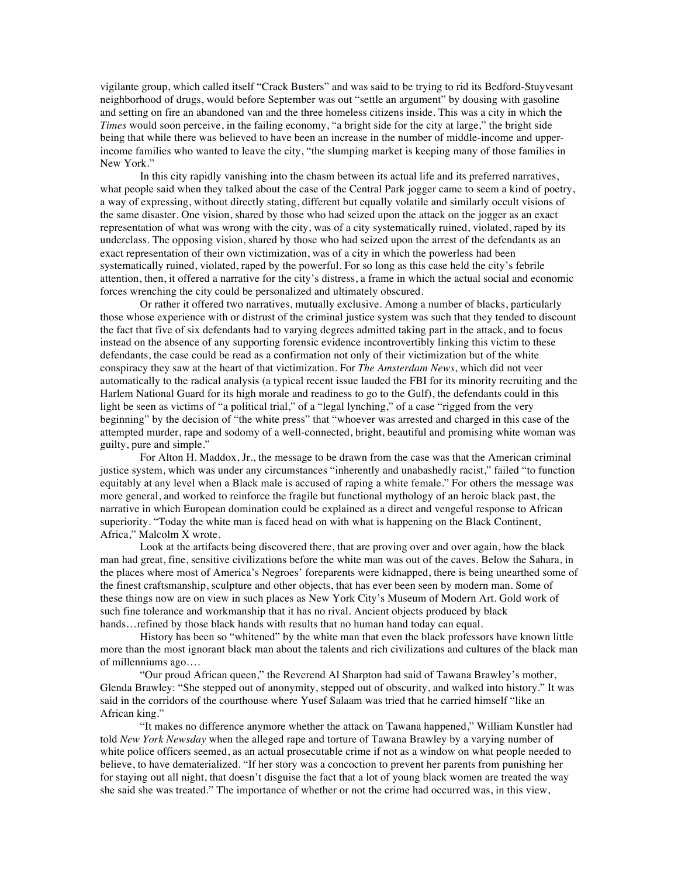vigilante group, which called itself "Crack Busters" and was said to be trying to rid its Bedford-Stuyvesant neighborhood of drugs, would before September was out "settle an argument" by dousing with gasoline and setting on fire an abandoned van and the three homeless citizens inside. This was a city in which the *Times* would soon perceive, in the failing economy, "a bright side for the city at large," the bright side being that while there was believed to have been an increase in the number of middle-income and upper-income families who wanted to leave the city, "the slumping market is keeping many of those families in New York."

In this city rapidly vanishing into the chasm between its actual life and its preferred narratives, what people said when they talked about the case of the Central Park jogger came to seem a kind of poetry, a way of expressing, without directly stating, different but equally volatile and similarly occult visions of the same disaster. One vision, shared by those who had seized upon the attack on the jogger as an exact representation of what was wrong with the city, was of a city systematically ruined, violated, raped by its underclass. The opposing vision, shared by those who had seized upon the arrest of the defendants as an exact representation of their own victimization, was of a city in which the powerless had been systematically ruined, violated, raped by the powerful. For so long as this case held the city's febrile attention, then, it offered a narrative for the city's distress, a frame in which the actual social and economic forces wrenching the city could be personalized and ultimately obscured.

Or rather it offered two narratives, mutually exclusive. Among a number of blacks, particularly those whose experience with or distrust of the criminal justice system was such that they tended to discount the fact that five of six defendants had to varying degrees admitted taking part in the attack, and to focus instead on the absence of any supporting forensic evidence incontrovertibly linking this victim to these defendants, the case could be read as a confirmation not only of their victimization but of the white conspiracy they saw at the heart of that victimization. For *The Amsterdam News*, which did not veer automatically to the radical analysis (a typical recent issue lauded the FBI for its minority recruiting and the Harlem National Guard for its high morale and readiness to go to the Gulf), the defendants could in this light be seen as victims of "a political trial," of a "legal lynching," of a case "rigged from the very beginning" by the decision of "the white press" that "whoever was arrested and charged in this case of the attempted murder, rape and sodomy of a well-connected, bright, beautiful and promising white woman was guilty, pure and simple."

For Alton H. Maddox, Jr., the message to be drawn from the case was that the American criminal justice system, which was under any circumstances "inherently and unabashedly racist," failed "to function equitably at any level when a Black male is accused of raping a white female." For others the message was more general, and worked to reinforce the fragile but functional mythology of an heroic black past, the narrative in which European domination could be explained as a direct and vengeful response to African superiority. "Today the white man is faced head on with what is happening on the Black Continent, Africa," Malcolm X wrote.

Look at the artifacts being discovered there, that are proving over and over again, how the black man had great, fine, sensitive civilizations before the white man was out of the caves. Below the Sahara, in the places where most of America's Negroes' foreparents were kidnapped, there is being unearthed some of the finest craftsmanship, sculpture and other objects, that has ever been seen by modern man. Some of these things now are on view in such places as New York City's Museum of Modern Art. Gold work of such fine tolerance and workmanship that it has no rival. Ancient objects produced by black hands…refined by those black hands with results that no human hand today can equal.

History has been so "whitened" by the white man that even the black professors have known little more than the most ignorant black man about the talents and rich civilizations and cultures of the black man of millenniums ago….

"Our proud African queen," the Reverend Al Sharpton had said of Tawana Brawley's mother, Glenda Brawley: "She stepped out of anonymity, stepped out of obscurity, and walked into history." It was said in the corridors of the courthouse where Yusef Salaam was tried that he carried himself "like an African king."

"It makes no difference anymore whether the attack on Tawana happened," William Kunstler had told *New York Newsday* when the alleged rape and torture of Tawana Brawley by a varying number of white police officers seemed, as an actual prosecutable crime if not as a window on what people needed to believe, to have dematerialized. "If her story was a concoction to prevent her parents from punishing her for staying out all night, that doesn't disguise the fact that a lot of young black women are treated the way she said she was treated." The importance of whether or not the crime had occurred was, in this view,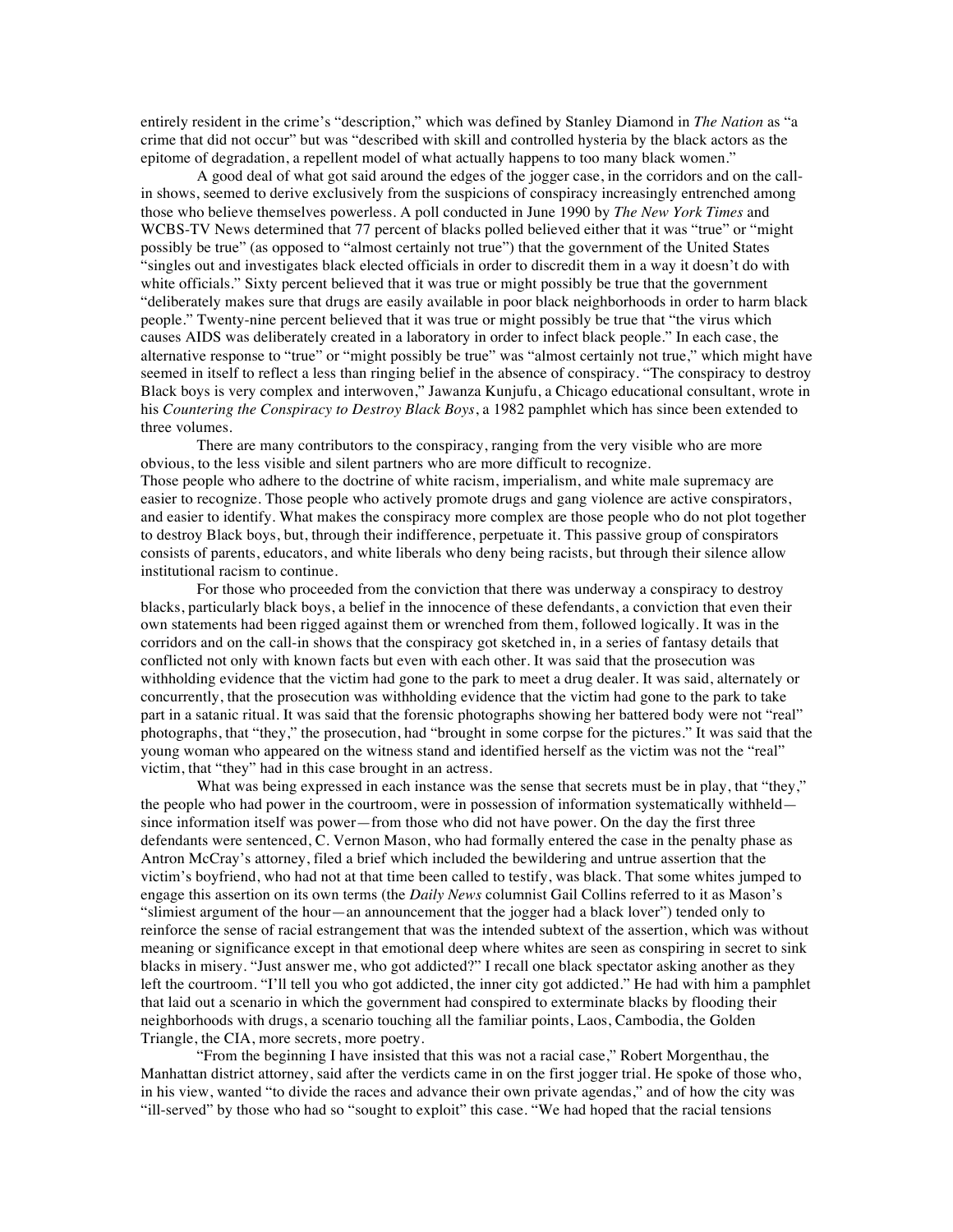entirely resident in the crime's "description," which was defined by Stanley Diamond in *The Nation* as "a crime that did not occur" but was "described with skill and controlled hysteria by the black actors as the epitome of degradation, a repellent model of what actually happens to too many black women."

A good deal of what got said around the edges of the jogger case, in the corridors and on the call-in shows, seemed to derive exclusively from the suspicions of conspiracy increasingly entrenched among those who believe themselves powerless. A poll conducted in June 1990 by *The New York Times* and WCBS-TV News determined that 77 percent of blacks polled believed either that it was "true" or "might possibly be true" (as opposed to "almost certainly not true") that the government of the United States "singles out and investigates black elected officials in order to discredit them in a way it doesn't do with white officials." Sixty percent believed that it was true or might possibly be true that the government "deliberately makes sure that drugs are easily available in poor black neighborhoods in order to harm black people." Twenty-nine percent believed that it was true or might possibly be true that "the virus which causes AIDS was deliberately created in a laboratory in order to infect black people." In each case, the alternative response to "true" or "might possibly be true" was "almost certainly not true," which might have seemed in itself to reflect a less than ringing belief in the absence of conspiracy. "The conspiracy to destroy Black boys is very complex and interwoven," Jawanza Kunjufu, a Chicago educational consultant, wrote in his *Countering the Conspiracy to Destroy Black Boys*, a 1982 pamphlet which has since been extended to three volumes.

There are many contributors to the conspiracy, ranging from the very visible who are more obvious, to the less visible and silent partners who are more difficult to recognize.
Those people who adhere to the doctrine of white racism, imperialism, and white male supremacy are easier to recognize. Those people who actively promote drugs and gang violence are active conspirators, and easier to identify. What makes the conspiracy more complex are those people who do not plot together to destroy Black boys, but, through their indifference, perpetuate it. This passive group of conspirators consists of parents, educators, and white liberals who deny being racists, but through their silence allow institutional racism to continue.

For those who proceeded from the conviction that there was underway a conspiracy to destroy blacks, particularly black boys, a belief in the innocence of these defendants, a conviction that even their own statements had been rigged against them or wrenched from them, followed logically. It was in the corridors and on the call-in shows that the conspiracy got sketched in, in a series of fantasy details that conflicted not only with known facts but even with each other. It was said that the prosecution was withholding evidence that the victim had gone to the park to meet a drug dealer. It was said, alternately or concurrently, that the prosecution was withholding evidence that the victim had gone to the park to take part in a satanic ritual. It was said that the forensic photographs showing her battered body were not "real" photographs, that "they," the prosecution, had "brought in some corpse for the pictures." It was said that the young woman who appeared on the witness stand and identified herself as the victim was not the "real" victim, that "they" had in this case brought in an actress.

What was being expressed in each instance was the sense that secrets must be in play, that "they," the people who had power in the courtroom, were in possession of information systematically withheld—since information itself was power—from those who did not have power. On the day the first three defendants were sentenced, C. Vernon Mason, who had formally entered the case in the penalty phase as Antron McCray's attorney, filed a brief which included the bewildering and untrue assertion that the victim's boyfriend, who had not at that time been called to testify, was black. That some whites jumped to engage this assertion on its own terms (the *Daily News* columnist Gail Collins referred to it as Mason's "slimiest argument of the hour—an announcement that the jogger had a black lover") tended only to reinforce the sense of racial estrangement that was the intended subtext of the assertion, which was without meaning or significance except in that emotional deep where whites are seen as conspiring in secret to sink blacks in misery. "Just answer me, who got addicted?" I recall one black spectator asking another as they left the courtroom. "I'll tell you who got addicted, the inner city got addicted." He had with him a pamphlet that laid out a scenario in which the government had conspired to exterminate blacks by flooding their neighborhoods with drugs, a scenario touching all the familiar points, Laos, Cambodia, the Golden Triangle, the CIA, more secrets, more poetry.

"From the beginning I have insisted that this was not a racial case," Robert Morgenthau, the Manhattan district attorney, said after the verdicts came in on the first jogger trial. He spoke of those who, in his view, wanted "to divide the races and advance their own private agendas," and of how the city was "ill-served" by those who had so "sought to exploit" this case. "We had hoped that the racial tensions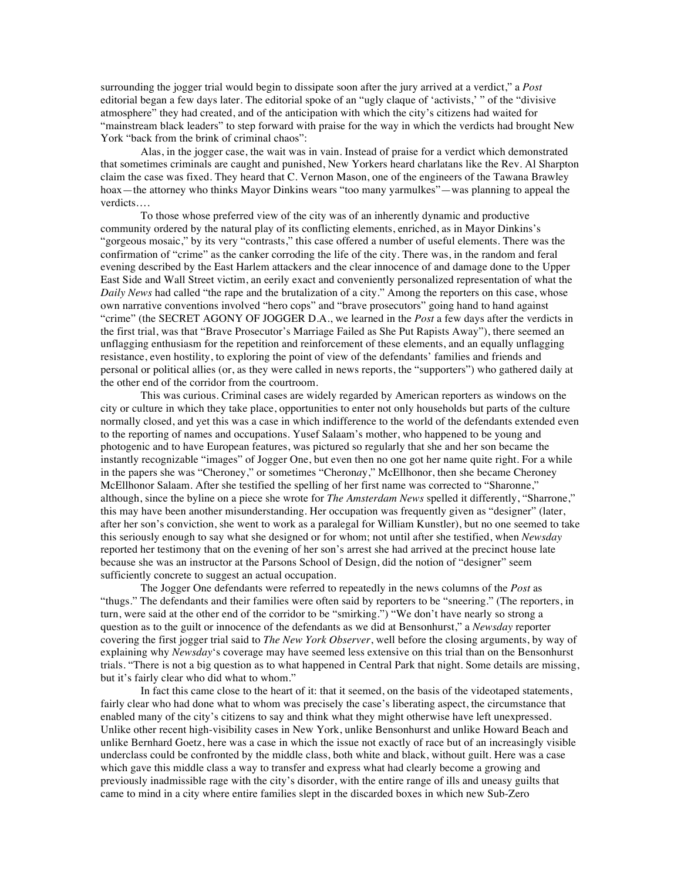surrounding the jogger trial would begin to dissipate soon after the jury arrived at a verdict," a *Post* editorial began a few days later. The editorial spoke of an "ugly claque of 'activists,' " of the "divisive atmosphere" they had created, and of the anticipation with which the city's citizens had waited for "mainstream black leaders" to step forward with praise for the way in which the verdicts had brought New York "back from the brink of criminal chaos":

Alas, in the jogger case, the wait was in vain. Instead of praise for a verdict which demonstrated that sometimes criminals are caught and punished, New Yorkers heard charlatans like the Rev. Al Sharpton claim the case was fixed. They heard that C. Vernon Mason, one of the engineers of the Tawana Brawley hoax—the attorney who thinks Mayor Dinkins wears "too many yarmulkes"—was planning to appeal the verdicts….

To those whose preferred view of the city was of an inherently dynamic and productive community ordered by the natural play of its conflicting elements, enriched, as in Mayor Dinkins's "gorgeous mosaic," by its very "contrasts," this case offered a number of useful elements. There was the confirmation of "crime" as the canker corroding the life of the city. There was, in the random and feral evening described by the East Harlem attackers and the clear innocence of and damage done to the Upper East Side and Wall Street victim, an eerily exact and conveniently personalized representation of what the *Daily News* had called "the rape and the brutalization of a city." Among the reporters on this case, whose own narrative conventions involved "hero cops" and "brave prosecutors" going hand to hand against "crime" (the SECRET AGONY OF JOGGER D.A., we learned in the *Post* a few days after the verdicts in the first trial, was that "Brave Prosecutor's Marriage Failed as She Put Rapists Away"), there seemed an unflagging enthusiasm for the repetition and reinforcement of these elements, and an equally unflagging resistance, even hostility, to exploring the point of view of the defendants' families and friends and personal or political allies (or, as they were called in news reports, the "supporters") who gathered daily at the other end of the corridor from the courtroom.

This was curious. Criminal cases are widely regarded by American reporters as windows on the city or culture in which they take place, opportunities to enter not only households but parts of the culture normally closed, and yet this was a case in which indifference to the world of the defendants extended even to the reporting of names and occupations. Yusef Salaam's mother, who happened to be young and photogenic and to have European features, was pictured so regularly that she and her son became the instantly recognizable "images" of Jogger One, but even then no one got her name quite right. For a while in the papers she was "Cheroney," or sometimes "Chero*nay*," McEllhonor, then she became Cheroney McEllhonor Salaam. After she testified the spelling of her first name was corrected to "Sharonne," although, since the byline on a piece she wrote for *The Amsterdam News* spelled it differently, "Sharrone," this may have been another misunderstanding. Her occupation was frequently given as "designer" (later, after her son's conviction, she went to work as a paralegal for William Kunstler), but no one seemed to take this seriously enough to say what she designed or for whom; not until after she testified, when *Newsday* reported her testimony that on the evening of her son's arrest she had arrived at the precinct house late because she was an instructor at the Parsons School of Design, did the notion of "designer" seem sufficiently concrete to suggest an actual occupation.

The Jogger One defendants were referred to repeatedly in the news columns of the *Post* as "thugs." The defendants and their families were often said by reporters to be "sneering." (The reporters, in turn, were said at the other end of the corridor to be "smirking.") "We don't have nearly so strong a question as to the guilt or innocence of the defendants as we did at Bensonhurst," a *Newsday* reporter covering the first jogger trial said to *The New York Observer*, well before the closing arguments, by way of explaining why *Newsday*'s coverage may have seemed less extensive on this trial than on the Bensonhurst trials. "There is not a big question as to what happened in Central Park that night. Some details are missing, but it's fairly clear who did what to whom."

In fact this came close to the heart of it: that it seemed, on the basis of the videotaped statements, fairly clear who had done what to whom was precisely the case's liberating aspect, the circumstance that enabled many of the city's citizens to say and think what they might otherwise have left unexpressed. Unlike other recent high-visibility cases in New York, unlike Bensonhurst and unlike Howard Beach and unlike Bernhard Goetz, here was a case in which the issue not exactly of race but of an increasingly visible underclass could be confronted by the middle class, both white and black, without guilt. Here was a case which gave this middle class a way to transfer and express what had clearly become a growing and previously inadmissible rage with the city's disorder, with the entire range of ills and uneasy guilts that came to mind in a city where entire families slept in the discarded boxes in which new Sub-Zero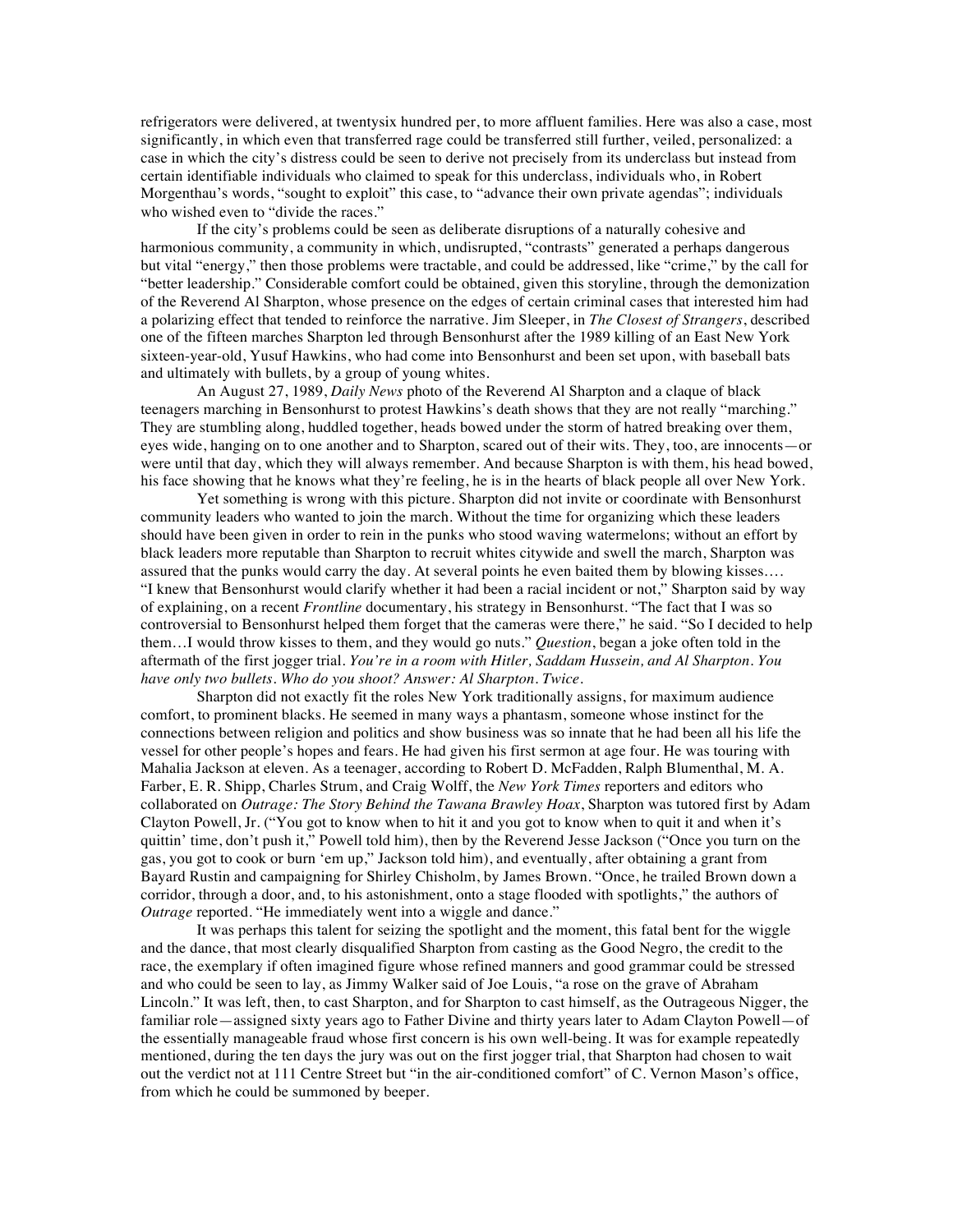refrigerators were delivered, at twentysix hundred per, to more affluent families. Here was also a case, most significantly, in which even that transferred rage could be transferred still further, veiled, personalized: a case in which the city's distress could be seen to derive not precisely from its underclass but instead from certain identifiable individuals who claimed to speak for this underclass, individuals who, in Robert Morgenthau's words, "sought to exploit" this case, to "advance their own private agendas"; individuals who wished even to "divide the races."

If the city's problems could be seen as deliberate disruptions of a naturally cohesive and harmonious community, a community in which, undisrupted, "contrasts" generated a perhaps dangerous but vital "energy," then those problems were tractable, and could be addressed, like "crime," by the call for "better leadership." Considerable comfort could be obtained, given this storyline, through the demonization of the Reverend Al Sharpton, whose presence on the edges of certain criminal cases that interested him had a polarizing effect that tended to reinforce the narrative. Jim Sleeper, in *The Closest of Strangers*, described one of the fifteen marches Sharpton led through Bensonhurst after the 1989 killing of an East New York sixteen-year-old, Yusuf Hawkins, who had come into Bensonhurst and been set upon, with baseball bats and ultimately with bullets, by a group of young whites.

An August 27, 1989, *Daily News* photo of the Reverend Al Sharpton and a claque of black teenagers marching in Bensonhurst to protest Hawkins's death shows that they are not really "marching." They are stumbling along, huddled together, heads bowed under the storm of hatred breaking over them, eyes wide, hanging on to one another and to Sharpton, scared out of their wits. They, too, are innocents—or were until that day, which they will always remember. And because Sharpton is with them, his head bowed, his face showing that he knows what they're feeling, he is in the hearts of black people all over New York.

Yet something is wrong with this picture. Sharpton did not invite or coordinate with Bensonhurst community leaders who wanted to join the march. Without the time for organizing which these leaders should have been given in order to rein in the punks who stood waving watermelons; without an effort by black leaders more reputable than Sharpton to recruit whites citywide and swell the march, Sharpton was assured that the punks would carry the day. At several points he even baited them by blowing kisses.... "I knew that Bensonhurst would clarify whether it had been a racial incident or not," Sharpton said by way of explaining, on a recent *Frontline* documentary, his strategy in Bensonhurst. "The fact that I was so controversial to Bensonhurst helped them forget that the cameras were there," he said. "So I decided to help them…I would throw kisses to them, and they would go nuts." *Question*, began a joke often told in the aftermath of the first jogger trial. *You're in a room with Hitler, Saddam Hussein, and Al Sharpton. You have only two bullets. Who do you shoot? Answer: Al Sharpton. Twice.*

Sharpton did not exactly fit the roles New York traditionally assigns, for maximum audience comfort, to prominent blacks. He seemed in many ways a phantasm, someone whose instinct for the connections between religion and politics and show business was so innate that he had been all his life the vessel for other people's hopes and fears. He had given his first sermon at age four. He was touring with Mahalia Jackson at eleven. As a teenager, according to Robert D. McFadden, Ralph Blumenthal, M. A. Farber, E. R. Shipp, Charles Strum, and Craig Wolff, the *New York Times* reporters and editors who collaborated on *Outrage: The Story Behind the Tawana Brawley Hoax*, Sharpton was tutored first by Adam Clayton Powell, Jr. ("You got to know when to hit it and you got to know when to quit it and when it's quittin' time, don't push it," Powell told him), then by the Reverend Jesse Jackson ("Once you turn on the gas, you got to cook or burn 'em up," Jackson told him), and eventually, after obtaining a grant from Bayard Rustin and campaigning for Shirley Chisholm, by James Brown. "Once, he trailed Brown down a corridor, through a door, and, to his astonishment, onto a stage flooded with spotlights," the authors of *Outrage* reported. "He immediately went into a wiggle and dance."

It was perhaps this talent for seizing the spotlight and the moment, this fatal bent for the wiggle and the dance, that most clearly disqualified Sharpton from casting as the Good Negro, the credit to the race, the exemplary if often imagined figure whose refined manners and good grammar could be stressed and who could be seen to lay, as Jimmy Walker said of Joe Louis, "a rose on the grave of Abraham Lincoln." It was left, then, to cast Sharpton, and for Sharpton to cast himself, as the Outrageous Nigger, the familiar role—assigned sixty years ago to Father Divine and thirty years later to Adam Clayton Powell—of the essentially manageable fraud whose first concern is his own well-being. It was for example repeatedly mentioned, during the ten days the jury was out on the first jogger trial, that Sharpton had chosen to wait out the verdict not at 111 Centre Street but "in the air-conditioned comfort" of C. Vernon Mason's office, from which he could be summoned by beeper.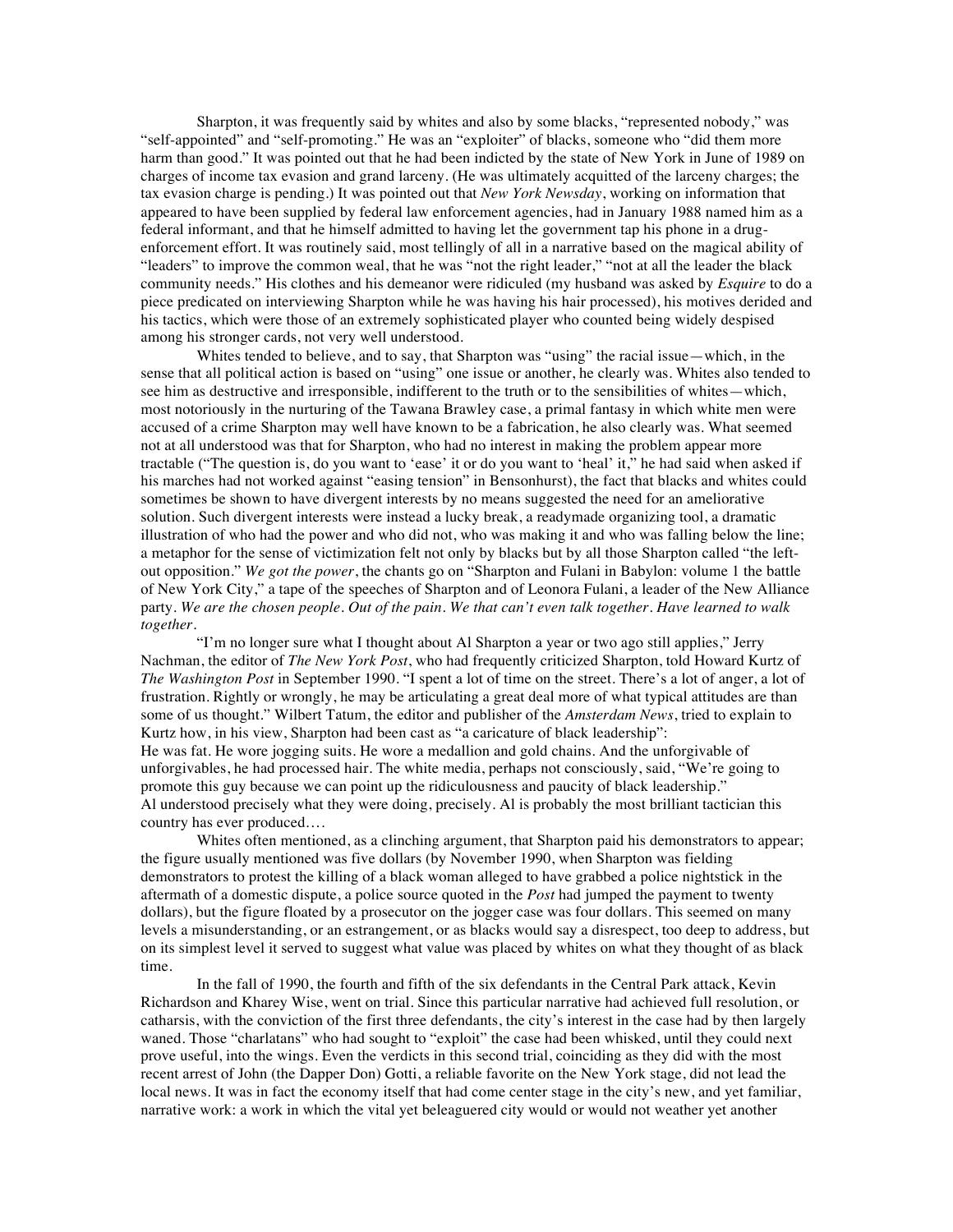Sharpton, it was frequently said by whites and also by some blacks, "represented nobody," was "self-appointed" and "self-promoting." He was an "exploiter" of blacks, someone who "did them more harm than good." It was pointed out that he had been indicted by the state of New York in June of 1989 on charges of income tax evasion and grand larceny. (He was ultimately acquitted of the larceny charges; the tax evasion charge is pending.) It was pointed out that *New York Newsday*, working on information that appeared to have been supplied by federal law enforcement agencies, had in January 1988 named him as a federal informant, and that he himself admitted to having let the government tap his phone in a drug-enforcement effort. It was routinely said, most tellingly of all in a narrative based on the magical ability of "leaders" to improve the common weal, that he was "not the right leader," "not at all the leader the black community needs." His clothes and his demeanor were ridiculed (my husband was asked by *Esquire* to do a piece predicated on interviewing Sharpton while he was having his hair processed), his motives derided and his tactics, which were those of an extremely sophisticated player who counted being widely despised among his stronger cards, not very well understood.

Whites tended to believe, and to say, that Sharpton was "using" the racial issue—which, in the sense that all political action is based on "using" one issue or another, he clearly was. Whites also tended to see him as destructive and irresponsible, indifferent to the truth or to the sensibilities of whites—which, most notoriously in the nurturing of the Tawana Brawley case, a primal fantasy in which white men were accused of a crime Sharpton may well have known to be a fabrication, he also clearly was. What seemed not at all understood was that for Sharpton, who had no interest in making the problem appear more tractable ("The question is, do you want to 'ease' it or do you want to 'heal' it," he had said when asked if his marches had not worked against "easing tension" in Bensonhurst), the fact that blacks and whites could sometimes be shown to have divergent interests by no means suggested the need for an ameliorative solution. Such divergent interests were instead a lucky break, a readymade organizing tool, a dramatic illustration of who had the power and who did not, who was making it and who was falling below the line; a metaphor for the sense of victimization felt not only by blacks but by all those Sharpton called "the left-out opposition." *We got the power*, the chants go on "Sharpton and Fulani in Babylon: volume 1 the battle of New York City," a tape of the speeches of Sharpton and of Leonora Fulani, a leader of the New Alliance party. *We are the chosen people. Out of the pain. We that can't even talk together. Have learned to walk together.*

"I'm no longer sure what I thought about Al Sharpton a year or two ago still applies," Jerry Nachman, the editor of *The New York Post*, who had frequently criticized Sharpton, told Howard Kurtz of *The Washington Post* in September 1990. "I spent a lot of time on the street. There's a lot of anger, a lot of frustration. Rightly or wrongly, he may be articulating a great deal more of what typical attitudes are than some of us thought." Wilbert Tatum, the editor and publisher of the *Amsterdam News*, tried to explain to Kurtz how, in his view, Sharpton had been cast as "a caricature of black leadership":

He was fat. He wore jogging suits. He wore a medallion and gold chains. And the unforgivable of unforgivables, he had processed hair. The white media, perhaps not consciously, said, "We're going to promote this guy because we can point up the ridiculousness and paucity of black leadership."
Al understood precisely what they were doing, precisely. Al is probably the most brilliant tactician this country has ever produced....

Whites often mentioned, as a clinching argument, that Sharpton paid his demonstrators to appear; the figure usually mentioned was five dollars (by November 1990, when Sharpton was fielding demonstrators to protest the killing of a black woman alleged to have grabbed a police nightstick in the aftermath of a domestic dispute, a police source quoted in the *Post* had jumped the payment to twenty dollars), but the figure floated by a prosecutor on the jogger case was four dollars. This seemed on many levels a misunderstanding, or an estrangement, or as blacks would say a disrespect, too deep to address, but on its simplest level it served to suggest what value was placed by whites on what they thought of as black time.

In the fall of 1990, the fourth and fifth of the six defendants in the Central Park attack, Kevin Richardson and Kharey Wise, went on trial. Since this particular narrative had achieved full resolution, or catharsis, with the conviction of the first three defendants, the city's interest in the case had by then largely waned. Those "charlatans" who had sought to "exploit" the case had been whisked, until they could next prove useful, into the wings. Even the verdicts in this second trial, coinciding as they did with the most recent arrest of John (the Dapper Don) Gotti, a reliable favorite on the New York stage, did not lead the local news. It was in fact the economy itself that had come center stage in the city's new, and yet familiar, narrative work: a work in which the vital yet beleaguered city would or would not weather yet another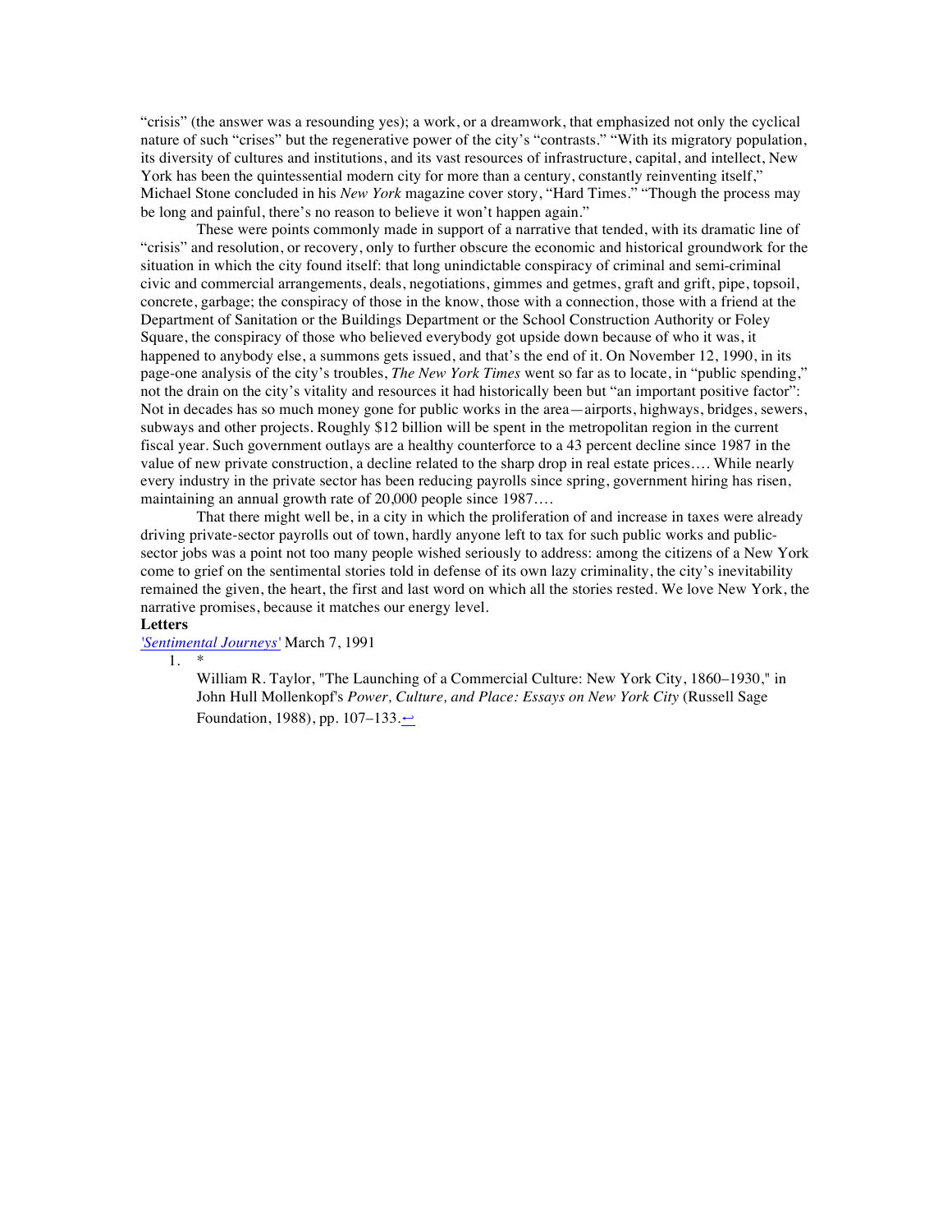"crisis" (the answer was a resounding yes); a work, or a dreamwork, that emphasized not only the cyclical nature of such "crises" but the regenerative power of the city's "contrasts." "With its migratory population, its diversity of cultures and institutions, and its vast resources of infrastructure, capital, and intellect, New York has been the quintessential modern city for more than a century, constantly reinventing itself," Michael Stone concluded in his *New York* magazine cover story, "Hard Times." "Though the process may be long and painful, there's no reason to believe it won't happen again."

These were points commonly made in support of a narrative that tended, with its dramatic line of "crisis" and resolution, or recovery, only to further obscure the economic and historical groundwork for the situation in which the city found itself: that long unindictable conspiracy of criminal and semi-criminal civic and commercial arrangements, deals, negotiations, gimmes and getmes, graft and grift, pipe, topsoil, concrete, garbage; the conspiracy of those in the know, those with a connection, those with a friend at the Department of Sanitation or the Buildings Department or the School Construction Authority or Foley Square, the conspiracy of those who believed everybody got upside down because of who it was, it happened to anybody else, a summons gets issued, and that's the end of it. On November 12, 1990, in its page-one analysis of the city's troubles, *The New York Times* went so far as to locate, in "public spending," not the drain on the city's vitality and resources it had historically been but "an important positive factor": Not in decades has so much money gone for public works in the area—airports, highways, bridges, sewers, subways and other projects. Roughly $12 billion will be spent in the metropolitan region in the current fiscal year. Such government outlays are a healthy counterforce to a 43 percent decline since 1987 in the value of new private construction, a decline related to the sharp drop in real estate prices…. While nearly every industry in the private sector has been reducing payrolls since spring, government hiring has risen, maintaining an annual growth rate of 20,000 people since 1987….

That there might well be, in a city in which the proliferation of and increase in taxes were already driving private-sector payrolls out of town, hardly anyone left to tax for such public works and public-sector jobs was a point not too many people wished seriously to address: among the citizens of a New York come to grief on the sentimental stories told in defense of its own lazy criminality, the city's inevitability remained the given, the heart, the first and last word on which all the stories rested. We love New York, the narrative promises, because it matches our energy level.

**Letters**

*'Sentimental Journeys'* March 7, 1991

1. *

   William R. Taylor, "The Launching of a Commercial Culture: New York City, 1860–1930," in John Hull Mollenkopf's *Power, Culture, and Place: Essays on New York City* (Russell Sage Foundation, 1988), pp. 107–133.↩